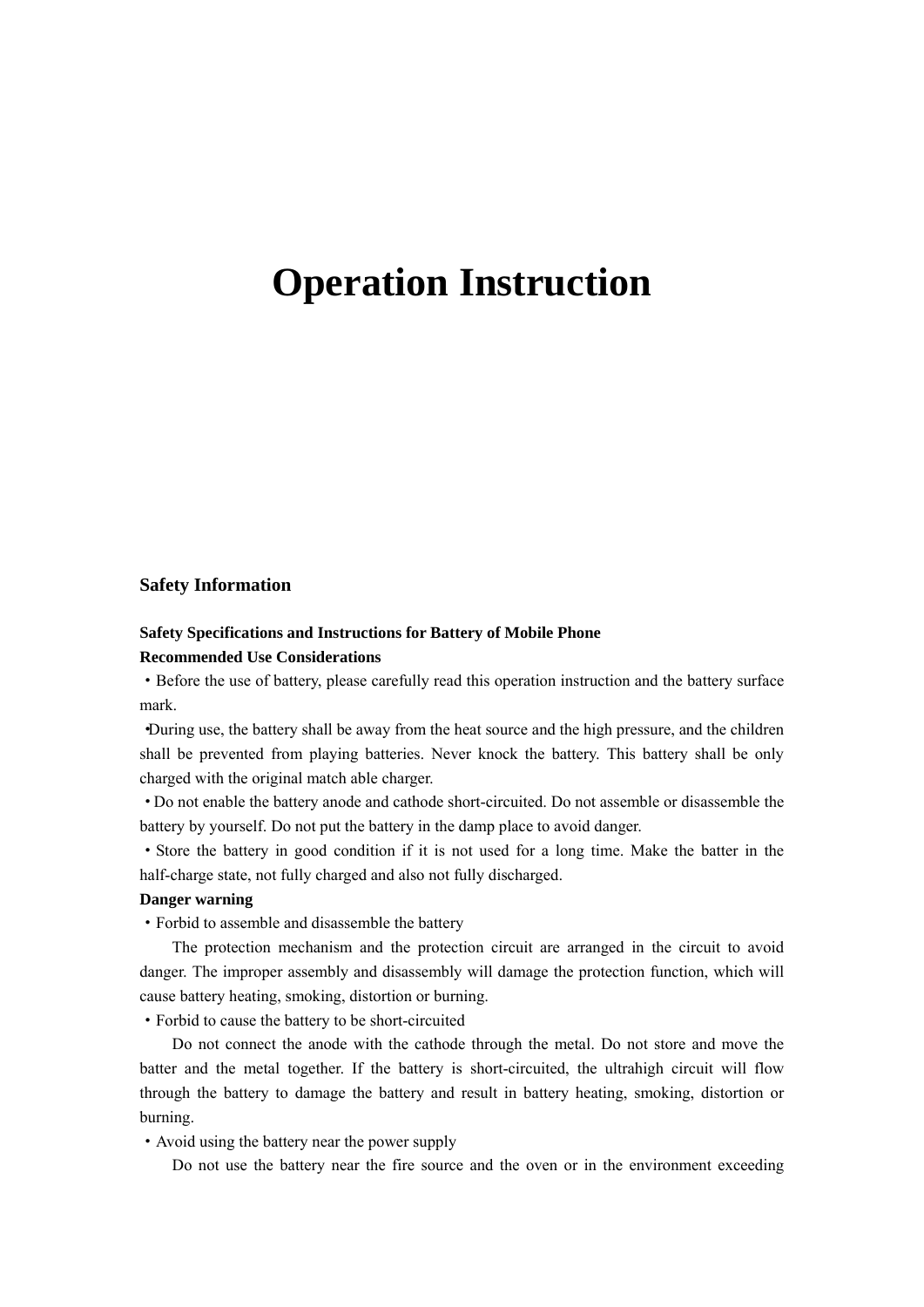# Operation Instruction

## Safety Information

**Safety Specifications and Instructions for Battery of Mobile Phone**

**Recommended Use Considerations**

・Before the use of battery, please carefully read this operation instruction and the battery surface mark.

•During use, the battery shall be away from the heat source and the high pressure, and the children shall be prevented from playing batteries. Never knock the battery. This battery shall be only charged with the original match able charger.

・Do not enable the battery anode and cathode short-circuited. Do not assemble or disassemble the battery by yourself. Do not put the battery in the damp place to avoid danger.

・Store the battery in good condition if it is not used for a long time. Make the batter in the half-charge state, not fully charged and also not fully discharged.

**Danger warning**

・Forbid to assemble and disassemble the battery

The protection mechanism and the protection circuit are arranged in the circuit to avoid danger. The improper assembly and disassembly will damage the protection function, which will cause battery heating, smoking, distortion or burning.

・Forbid to cause the battery to be short-circuited

Do not connect the anode with the cathode through the metal. Do not store and move the batter and the metal together. If the battery is short-circuited, the ultrahigh circuit will flow through the battery to damage the battery and result in battery heating, smoking, distortion or burning.

・Avoid using the battery near the power supply

Do not use the battery near the fire source and the oven or in the environment exceeding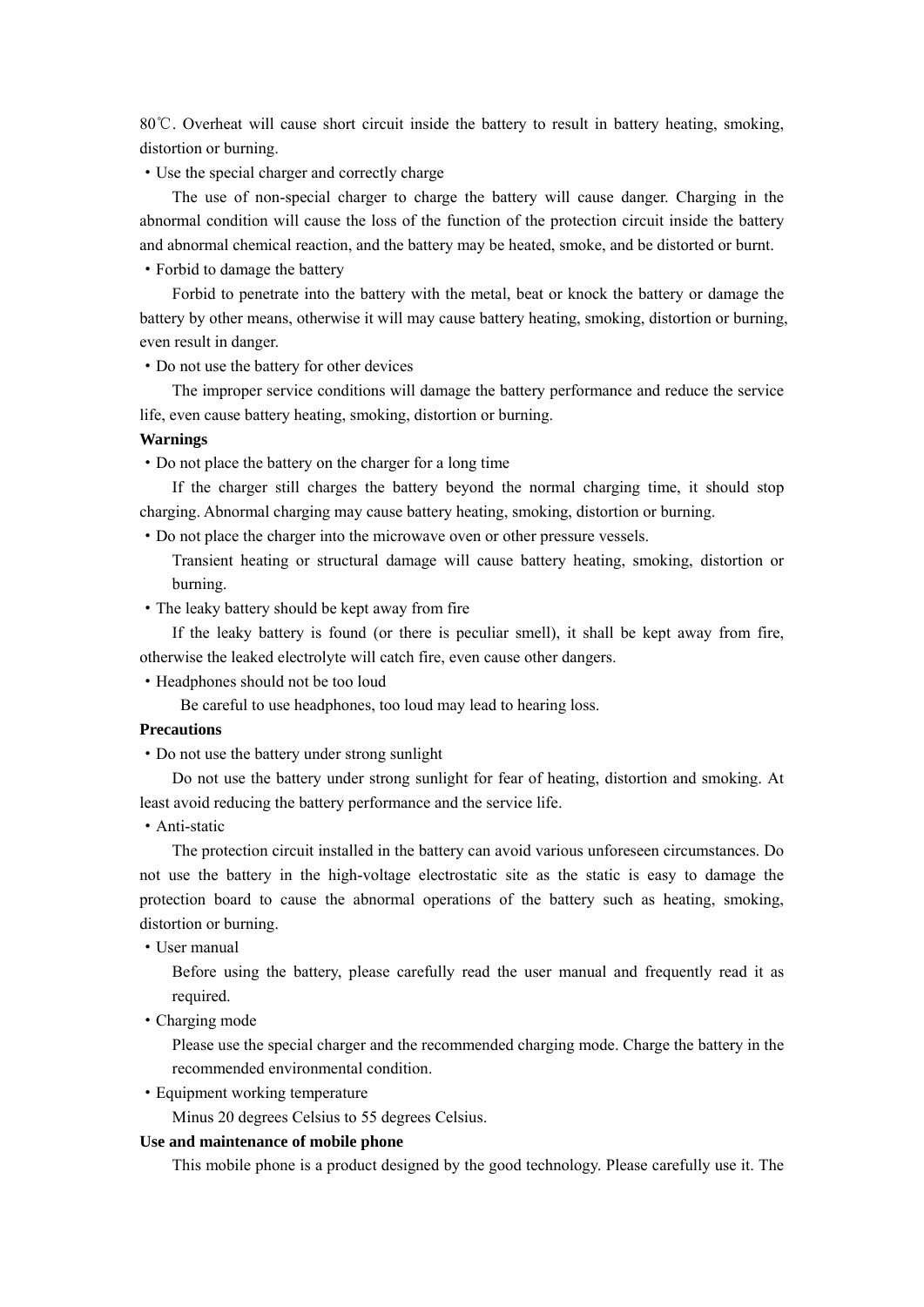80℃. Overheat will cause short circuit inside the battery to result in battery heating, smoking, distortion or burning.

・Use the special charger and correctly charge

The use of non-special charger to charge the battery will cause danger. Charging in the abnormal condition will cause the loss of the function of the protection circuit inside the battery and abnormal chemical reaction, and the battery may be heated, smoke, and be distorted or burnt.

・Forbid to damage the battery

Forbid to penetrate into the battery with the metal, beat or knock the battery or damage the battery by other means, otherwise it will may cause battery heating, smoking, distortion or burning, even result in danger.

・Do not use the battery for other devices

The improper service conditions will damage the battery performance and reduce the service life, even cause battery heating, smoking, distortion or burning.

**Warnings**

・Do not place the battery on the charger for a long time

If the charger still charges the battery beyond the normal charging time, it should stop charging. Abnormal charging may cause battery heating, smoking, distortion or burning.

・Do not place the charger into the microwave oven or other pressure vessels.

Transient heating or structural damage will cause battery heating, smoking, distortion or burning.

・The leaky battery should be kept away from fire

If the leaky battery is found (or there is peculiar smell), it shall be kept away from fire, otherwise the leaked electrolyte will catch fire, even cause other dangers.

・Headphones should not be too loud

Be careful to use headphones, too loud may lead to hearing loss.

**Precautions**

・Do not use the battery under strong sunlight

Do not use the battery under strong sunlight for fear of heating, distortion and smoking. At least avoid reducing the battery performance and the service life.

・Anti-static

The protection circuit installed in the battery can avoid various unforeseen circumstances. Do not use the battery in the high-voltage electrostatic site as the static is easy to damage the protection board to cause the abnormal operations of the battery such as heating, smoking, distortion or burning.

・User manual

Before using the battery, please carefully read the user manual and frequently read it as required.

・Charging mode

Please use the special charger and the recommended charging mode. Charge the battery in the recommended environmental condition.

・Equipment working temperature

Minus 20 degrees Celsius to 55 degrees Celsius.

**Use and maintenance of mobile phone**

This mobile phone is a product designed by the good technology. Please carefully use it. The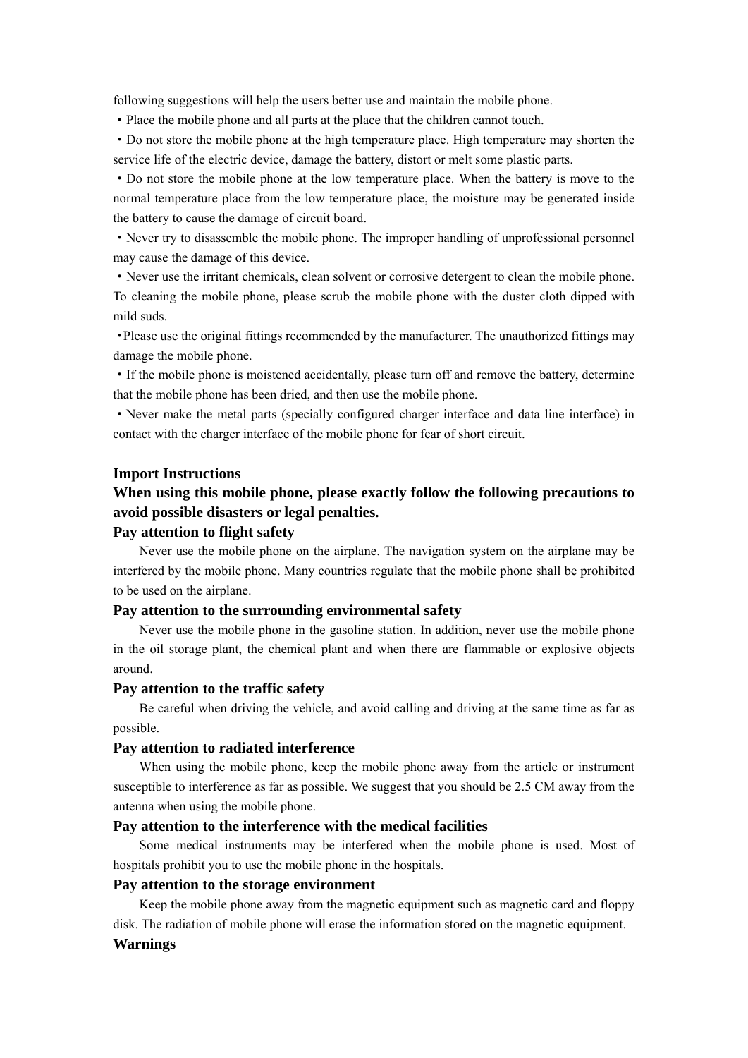following suggestions will help the users better use and maintain the mobile phone.

・Place the mobile phone and all parts at the place that the children cannot touch.

・Do not store the mobile phone at the high temperature place. High temperature may shorten the service life of the electric device, damage the battery, distort or melt some plastic parts.

・Do not store the mobile phone at the low temperature place. When the battery is move to the normal temperature place from the low temperature place, the moisture may be generated inside the battery to cause the damage of circuit board.

・Never try to disassemble the mobile phone. The improper handling of unprofessional personnel may cause the damage of this device.

・Never use the irritant chemicals, clean solvent or corrosive detergent to clean the mobile phone. To cleaning the mobile phone, please scrub the mobile phone with the duster cloth dipped with mild suds.

・Please use the original fittings recommended by the manufacturer. The unauthorized fittings may damage the mobile phone.

・If the mobile phone is moistened accidentally, please turn off and remove the battery, determine that the mobile phone has been dried, and then use the mobile phone.

・Never make the metal parts (specially configured charger interface and data line interface) in contact with the charger interface of the mobile phone for fear of short circuit.

**Import Instructions**

**When using this mobile phone, please exactly follow the following precautions to avoid possible disasters or legal penalties.**

**Pay attention to flight safety**

Never use the mobile phone on the airplane. The navigation system on the airplane may be interfered by the mobile phone. Many countries regulate that the mobile phone shall be prohibited to be used on the airplane.

**Pay attention to the surrounding environmental safety**

Never use the mobile phone in the gasoline station. In addition, never use the mobile phone in the oil storage plant, the chemical plant and when there are flammable or explosive objects around.

**Pay attention to the traffic safety**

Be careful when driving the vehicle, and avoid calling and driving at the same time as far as possible.

**Pay attention to radiated interference**

When using the mobile phone, keep the mobile phone away from the article or instrument susceptible to interference as far as possible. We suggest that you should be 2.5 CM away from the antenna when using the mobile phone.

**Pay attention to the interference with the medical facilities**

Some medical instruments may be interfered when the mobile phone is used. Most of hospitals prohibit you to use the mobile phone in the hospitals.

**Pay attention to the storage environment**

Keep the mobile phone away from the magnetic equipment such as magnetic card and floppy disk. The radiation of mobile phone will erase the information stored on the magnetic equipment.

**Warnings**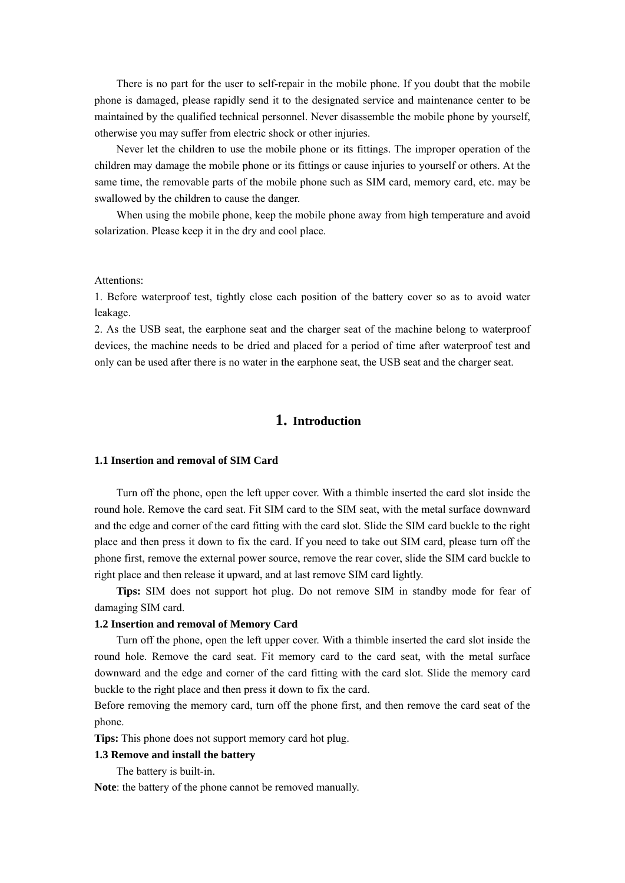There is no part for the user to self-repair in the mobile phone. If you doubt that the mobile phone is damaged, please rapidly send it to the designated service and maintenance center to be maintained by the qualified technical personnel. Never disassemble the mobile phone by yourself, otherwise you may suffer from electric shock or other injuries.

Never let the children to use the mobile phone or its fittings. The improper operation of the children may damage the mobile phone or its fittings or cause injuries to yourself or others. At the same time, the removable parts of the mobile phone such as SIM card, memory card, etc. may be swallowed by the children to cause the danger.

When using the mobile phone, keep the mobile phone away from high temperature and avoid solarization. Please keep it in the dry and cool place.

Attentions:

1. Before waterproof test, tightly close each position of the battery cover so as to avoid water leakage.
2. As the USB seat, the earphone seat and the charger seat of the machine belong to waterproof devices, the machine needs to be dried and placed for a period of time after waterproof test and only can be used after there is no water in the earphone seat, the USB seat and the charger seat.

# 1. Introduction

### 1.1 Insertion and removal of SIM Card

Turn off the phone, open the left upper cover. With a thimble inserted the card slot inside the round hole. Remove the card seat. Fit SIM card to the SIM seat, with the metal surface downward and the edge and corner of the card fitting with the card slot. Slide the SIM card buckle to the right place and then press it down to fix the card. If you need to take out SIM card, please turn off the phone first, remove the external power source, remove the rear cover, slide the SIM card buckle to right place and then release it upward, and at last remove SIM card lightly.

**Tips:** SIM does not support hot plug. Do not remove SIM in standby mode for fear of damaging SIM card.

### 1.2 Insertion and removal of Memory Card

Turn off the phone, open the left upper cover. With a thimble inserted the card slot inside the round hole. Remove the card seat. Fit memory card to the card seat, with the metal surface downward and the edge and corner of the card fitting with the card slot. Slide the memory card buckle to the right place and then press it down to fix the card.

Before removing the memory card, turn off the phone first, and then remove the card seat of the phone.

**Tips:** This phone does not support memory card hot plug.

### 1.3 Remove and install the battery

The battery is built-in.

**Note**: the battery of the phone cannot be removed manually.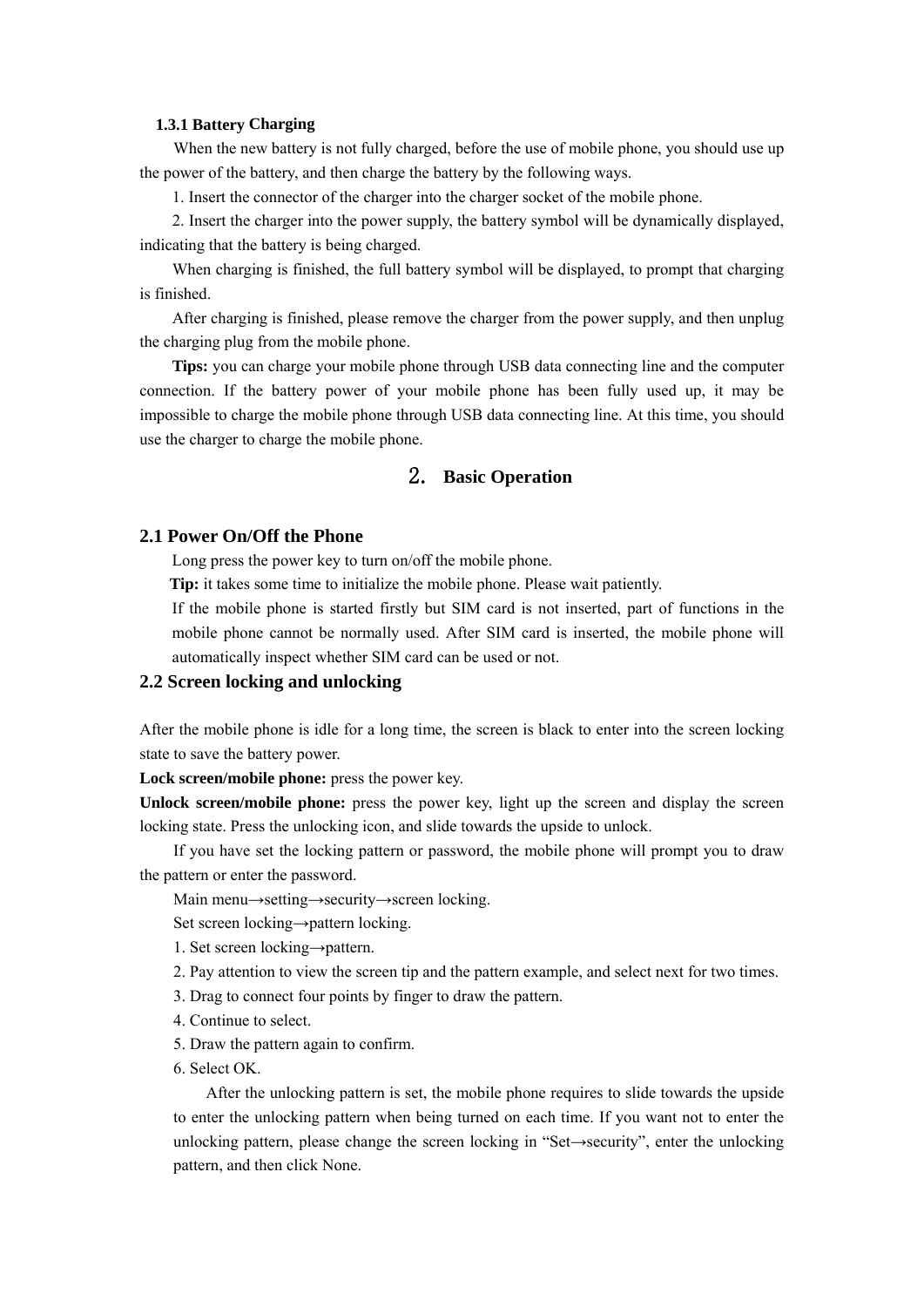### 1.3.1 Battery Charging

When the new battery is not fully charged, before the use of mobile phone, you should use up the power of the battery, and then charge the battery by the following ways.

1. Insert the connector of the charger into the charger socket of the mobile phone.
2. Insert the charger into the power supply, the battery symbol will be dynamically displayed, indicating that the battery is being charged.

When charging is finished, the full battery symbol will be displayed, to prompt that charging is finished.

After charging is finished, please remove the charger from the power supply, and then unplug the charging plug from the mobile phone.

**Tips:** you can charge your mobile phone through USB data connecting line and the computer connection. If the battery power of your mobile phone has been fully used up, it may be impossible to charge the mobile phone through USB data connecting line. At this time, you should use the charger to charge the mobile phone.

# 2. Basic Operation

## 2.1 Power On/Off the Phone

Long press the power key to turn on/off the mobile phone.

**Tip:** it takes some time to initialize the mobile phone. Please wait patiently.

If the mobile phone is started firstly but SIM card is not inserted, part of functions in the mobile phone cannot be normally used. After SIM card is inserted, the mobile phone will automatically inspect whether SIM card can be used or not.

## 2.2 Screen locking and unlocking

After the mobile phone is idle for a long time, the screen is black to enter into the screen locking state to save the battery power.

**Lock screen/mobile phone:** press the power key.

**Unlock screen/mobile phone:** press the power key, light up the screen and display the screen locking state. Press the unlocking icon, and slide towards the upside to unlock.

If you have set the locking pattern or password, the mobile phone will prompt you to draw the pattern or enter the password.

Main menu→setting→security→screen locking.

Set screen locking→pattern locking.

1. Set screen locking→pattern.
2. Pay attention to view the screen tip and the pattern example, and select next for two times.
3. Drag to connect four points by finger to draw the pattern.
4. Continue to select.
5. Draw the pattern again to confirm.
6. Select OK.

After the unlocking pattern is set, the mobile phone requires to slide towards the upside to enter the unlocking pattern when being turned on each time. If you want not to enter the unlocking pattern, please change the screen locking in “Set→security”, enter the unlocking pattern, and then click None.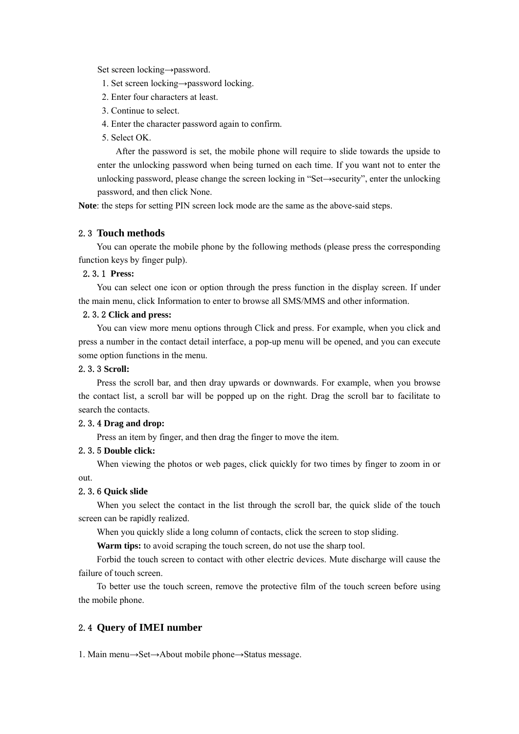Set screen locking→password.

1. Set screen locking→password locking.
2. Enter four characters at least.
3. Continue to select.
4. Enter the character password again to confirm.
5. Select OK.

After the password is set, the mobile phone will require to slide towards the upside to enter the unlocking password when being turned on each time. If you want not to enter the unlocking password, please change the screen locking in "Set→security", enter the unlocking password, and then click None.

**Note**: the steps for setting PIN screen lock mode are the same as the above-said steps.

## 2.3 Touch methods

You can operate the mobile phone by the following methods (please press the corresponding function keys by finger pulp).

### 2.3.1 Press:

You can select one icon or option through the press function in the display screen. If under the main menu, click Information to enter to browse all SMS/MMS and other information.

### 2.3.2 Click and press:

You can view more menu options through Click and press. For example, when you click and press a number in the contact detail interface, a pop-up menu will be opened, and you can execute some option functions in the menu.

### 2.3.3 Scroll:

Press the scroll bar, and then dray upwards or downwards. For example, when you browse the contact list, a scroll bar will be popped up on the right. Drag the scroll bar to facilitate to search the contacts.

### 2.3.4 Drag and drop:

Press an item by finger, and then drag the finger to move the item.

### 2.3.5 Double click:

When viewing the photos or web pages, click quickly for two times by finger to zoom in or out.

### 2.3.6 Quick slide

When you select the contact in the list through the scroll bar, the quick slide of the touch screen can be rapidly realized.

When you quickly slide a long column of contacts, click the screen to stop sliding.

**Warm tips:** to avoid scraping the touch screen, do not use the sharp tool.

Forbid the touch screen to contact with other electric devices. Mute discharge will cause the failure of touch screen.

To better use the touch screen, remove the protective film of the touch screen before using the mobile phone.

## 2.4 Query of IMEI number

1. Main menu→Set→About mobile phone→Status message.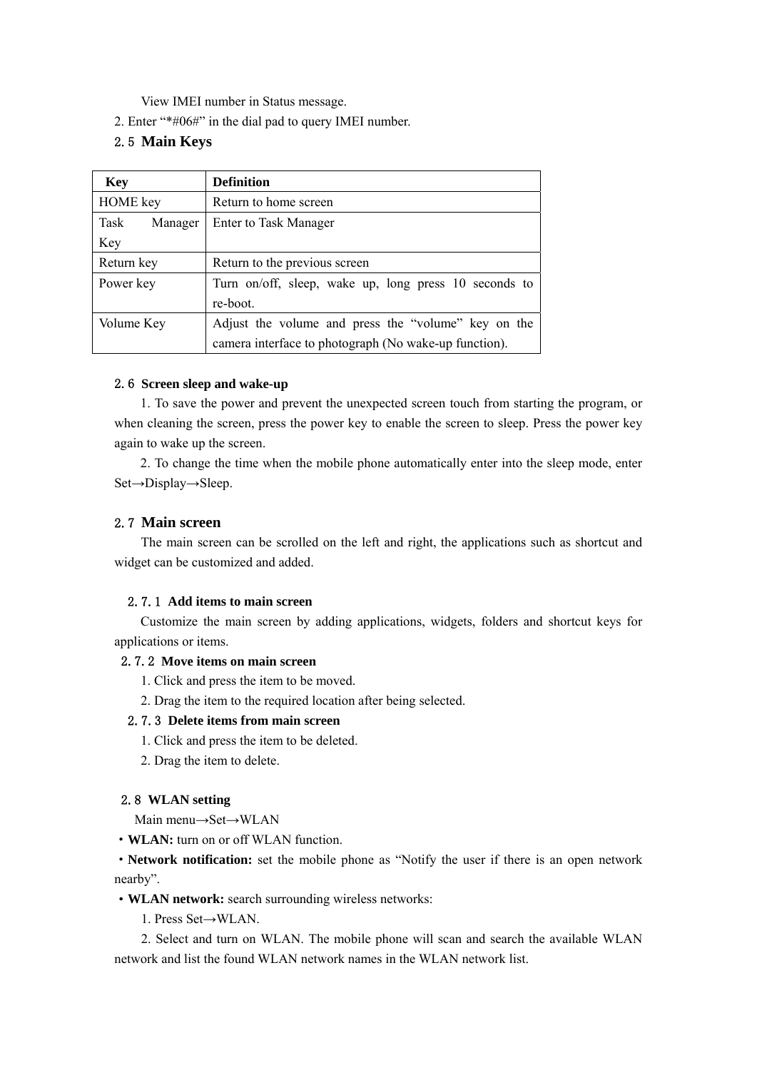View IMEI number in Status message.

2. Enter “*#06#” in the dial pad to query IMEI number.

## 2.5 Main Keys

| Key | Definition |
|---|---|
| HOME key | Return to home screen |
| Task Manager Key | Enter to Task Manager |
| Return key | Return to the previous screen |
| Power key | Turn on/off, sleep, wake up, long press 10 seconds to re-boot. |
| Volume Key | Adjust the volume and press the “volume” key on the camera interface to photograph (No wake-up function). |

### 2.6 Screen sleep and wake-up

1. To save the power and prevent the unexpected screen touch from starting the program, or when cleaning the screen, press the power key to enable the screen to sleep. Press the power key again to wake up the screen.

2. To change the time when the mobile phone automatically enter into the sleep mode, enter Set→Display→Sleep.

## 2.7 Main screen

The main screen can be scrolled on the left and right, the applications such as shortcut and widget can be customized and added.

### 2.7.1 Add items to main screen

Customize the main screen by adding applications, widgets, folders and shortcut keys for applications or items.

### 2.7.2 Move items on main screen

1. Click and press the item to be moved.

2. Drag the item to the required location after being selected.

### 2.7.3 Delete items from main screen

1. Click and press the item to be deleted.

2. Drag the item to delete.

### 2.8 WLAN setting

Main menu→Set→WLAN

・**WLAN:** turn on or off WLAN function.

・**Network notification:** set the mobile phone as “Notify the user if there is an open network nearby”.

・**WLAN network:** search surrounding wireless networks:

1. Press Set→WLAN.

2. Select and turn on WLAN. The mobile phone will scan and search the available WLAN network and list the found WLAN network names in the WLAN network list.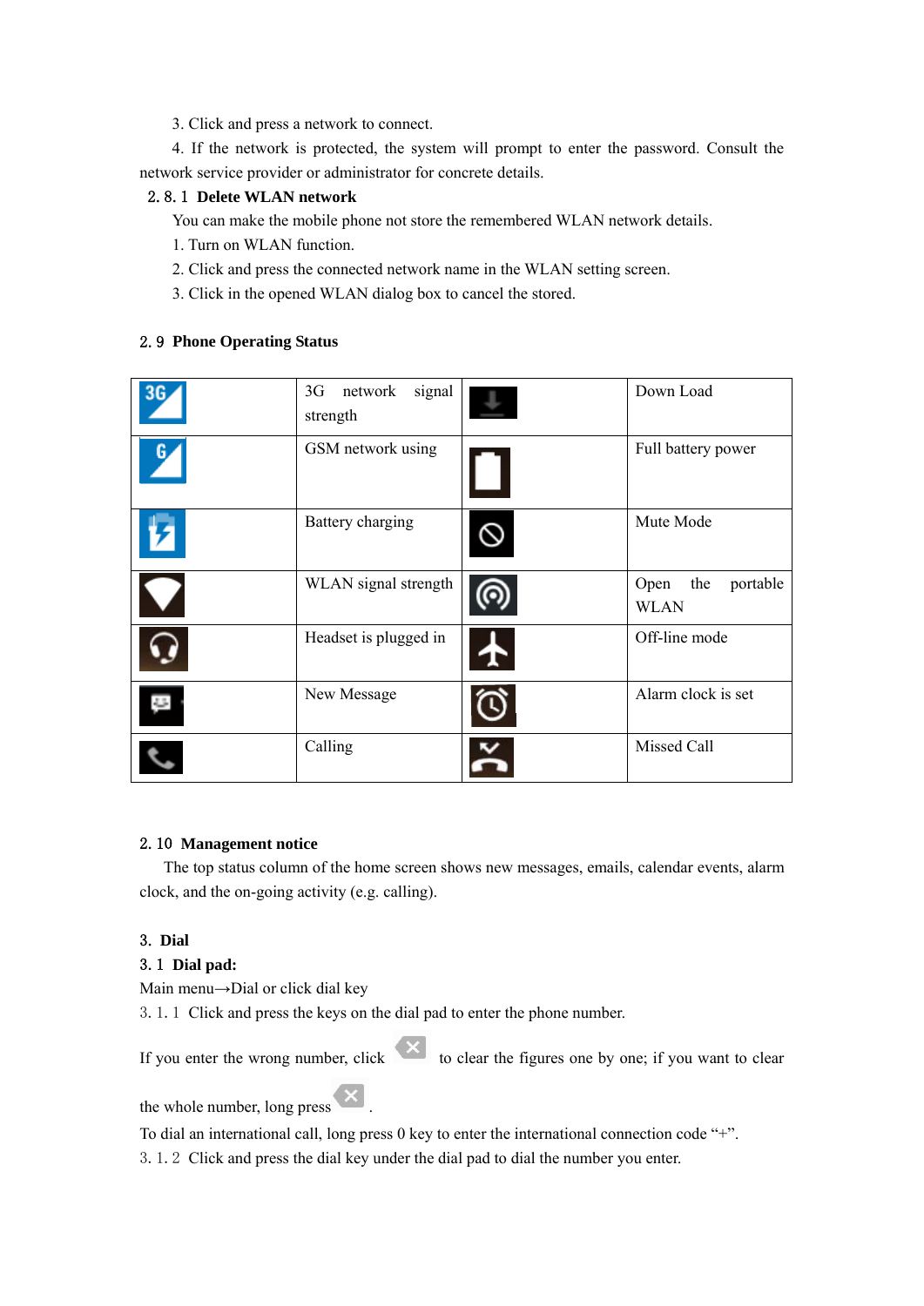3. Click and press a network to connect.

4. If the network is protected, the system will prompt to enter the password. Consult the network service provider or administrator for concrete details.

### 2.8.1 Delete WLAN network

You can make the mobile phone not store the remembered WLAN network details.

1. Turn on WLAN function.
2. Click and press the connected network name in the WLAN setting screen.
3. Click in the opened WLAN dialog box to cancel the stored.

## 2.9 Phone Operating Status

| | 3G network signal strength | | Down Load |
|---|---|---|---|
| | GSM network using | | Full battery power |
| | Battery charging | | Mute Mode |
| | WLAN signal strength | | Open the portable WLAN |
| | Headset is plugged in | | Off-line mode |
| | New Message | | Alarm clock is set |
| | Calling | | Missed Call |

## 2.10 Management notice

The top status column of the home screen shows new messages, emails, calendar events, alarm clock, and the on-going activity (e.g. calling).

# 3. Dial

## 3.1 Dial pad:

Main menu→Dial or click dial key

3.1.1 Click and press the keys on the dial pad to enter the phone number.

If you enter the wrong number, click to clear the figures one by one; if you want to clear the whole number, long press .

To dial an international call, long press 0 key to enter the international connection code "+".

3.1.2 Click and press the dial key under the dial pad to dial the number you enter.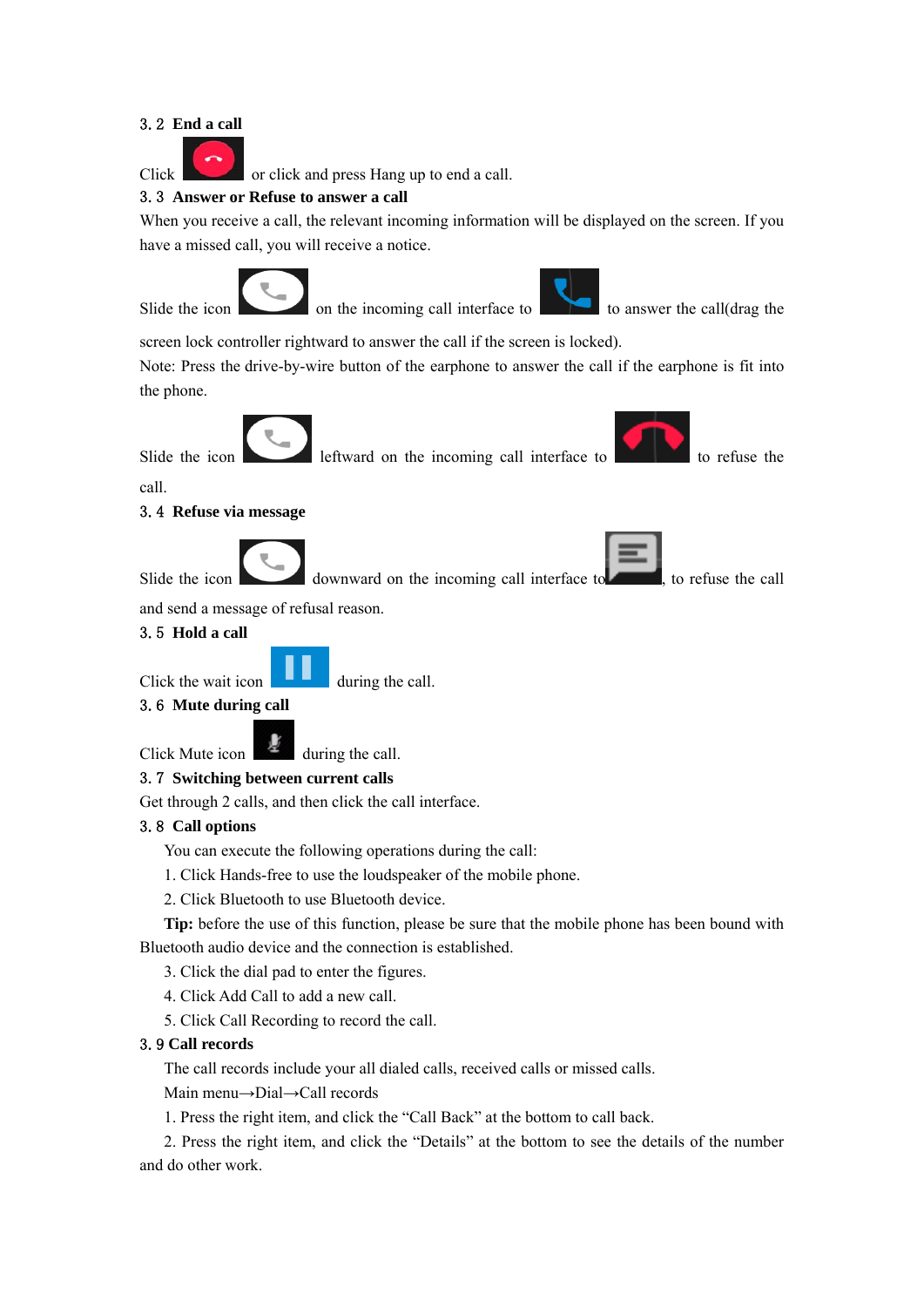### 3. 2 End a call

Click  or click and press Hang up to end a call.

### 3. 3 Answer or Refuse to answer a call

When you receive a call, the relevant incoming information will be displayed on the screen. If you have a missed call, you will receive a notice.

Slide the icon  on the incoming call interface to  to answer the call(drag the screen lock controller rightward to answer the call if the screen is locked).

Note: Press the drive-by-wire button of the earphone to answer the call if the earphone is fit into the phone.

Slide the icon  leftward on the incoming call interface to  to refuse the call.

### 3. 4 Refuse via message

Slide the icon  downward on the incoming call interface to , to refuse the call and send a message of refusal reason.

### 3. 5 Hold a call

Click the wait icon  during the call.

### 3. 6 Mute during call

Click Mute icon  during the call.

### 3. 7 Switching between current calls

Get through 2 calls, and then click the call interface.

### 3. 8 Call options

You can execute the following operations during the call:

1. Click Hands-free to use the loudspeaker of the mobile phone.
2. Click Bluetooth to use Bluetooth device.

**Tip:** before the use of this function, please be sure that the mobile phone has been bound with Bluetooth audio device and the connection is established.

3. Click the dial pad to enter the figures.
4. Click Add Call to add a new call.
5. Click Call Recording to record the call.

### 3. 9 Call records

The call records include your all dialed calls, received calls or missed calls.

Main menu→Dial→Call records

1. Press the right item, and click the "Call Back" at the bottom to call back.
2. Press the right item, and click the "Details" at the bottom to see the details of the number and do other work.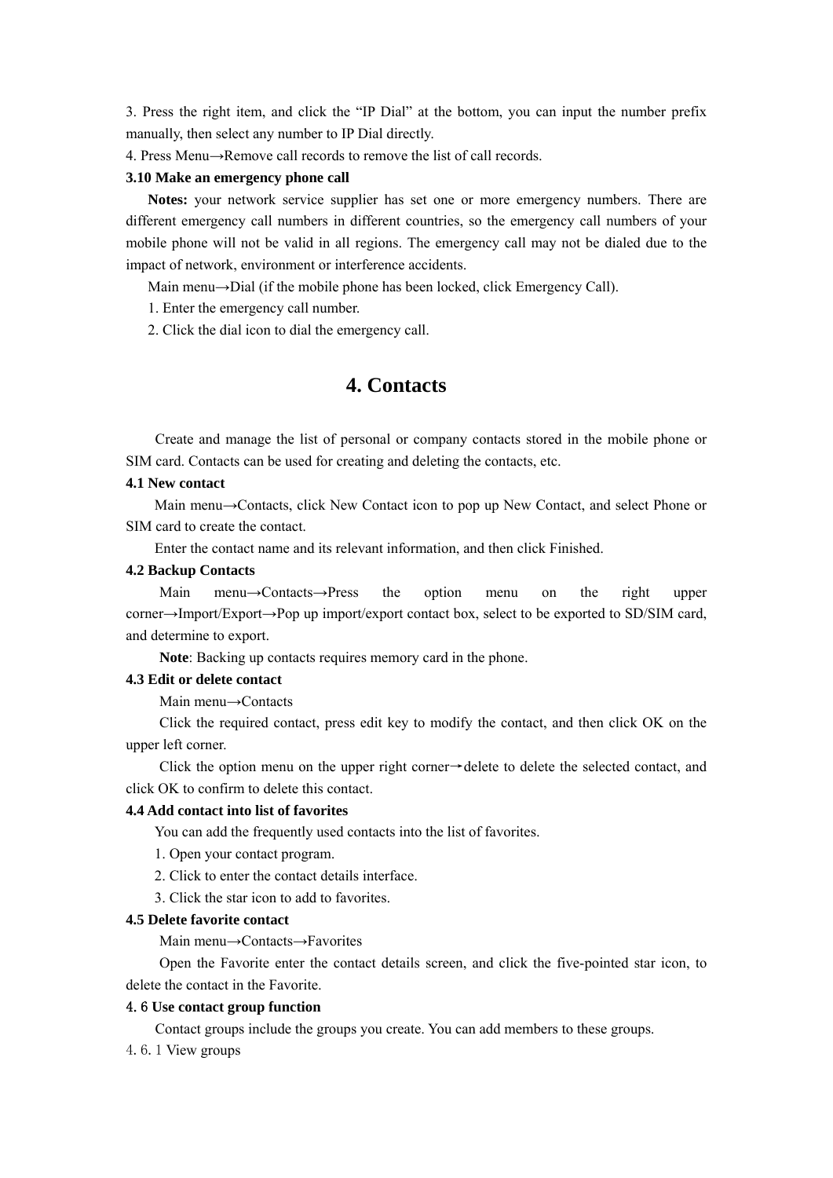3. Press the right item, and click the "IP Dial" at the bottom, you can input the number prefix manually, then select any number to IP Dial directly.

4. Press Menu→Remove call records to remove the list of call records.

### 3.10 Make an emergency phone call

**Notes:** your network service supplier has set one or more emergency numbers. There are different emergency call numbers in different countries, so the emergency call numbers of your mobile phone will not be valid in all regions. The emergency call may not be dialed due to the impact of network, environment or interference accidents.

Main menu→Dial (if the mobile phone has been locked, click Emergency Call).

1. Enter the emergency call number.
2. Click the dial icon to dial the emergency call.

# 4. Contacts

Create and manage the list of personal or company contacts stored in the mobile phone or SIM card. Contacts can be used for creating and deleting the contacts, etc.

### 4.1 New contact

Main menu→Contacts, click New Contact icon to pop up New Contact, and select Phone or SIM card to create the contact.

Enter the contact name and its relevant information, and then click Finished.

### 4.2 Backup Contacts

Main menu→Contacts→Press the option menu on the right upper corner→Import/Export→Pop up import/export contact box, select to be exported to SD/SIM card, and determine to export.

**Note**: Backing up contacts requires memory card in the phone.

### 4.3 Edit or delete contact

Main menu→Contacts

Click the required contact, press edit key to modify the contact, and then click OK on the upper left corner.

Click the option menu on the upper right corner→delete to delete the selected contact, and click OK to confirm to delete this contact.

### 4.4 Add contact into list of favorites

You can add the frequently used contacts into the list of favorites.

1. Open your contact program.
2. Click to enter the contact details interface.
3. Click the star icon to add to favorites.

### 4.5 Delete favorite contact

Main menu→Contacts→Favorites

Open the Favorite enter the contact details screen, and click the five-pointed star icon, to delete the contact in the Favorite.

### 4.6 Use contact group function

Contact groups include the groups you create. You can add members to these groups.

4.6.1 View groups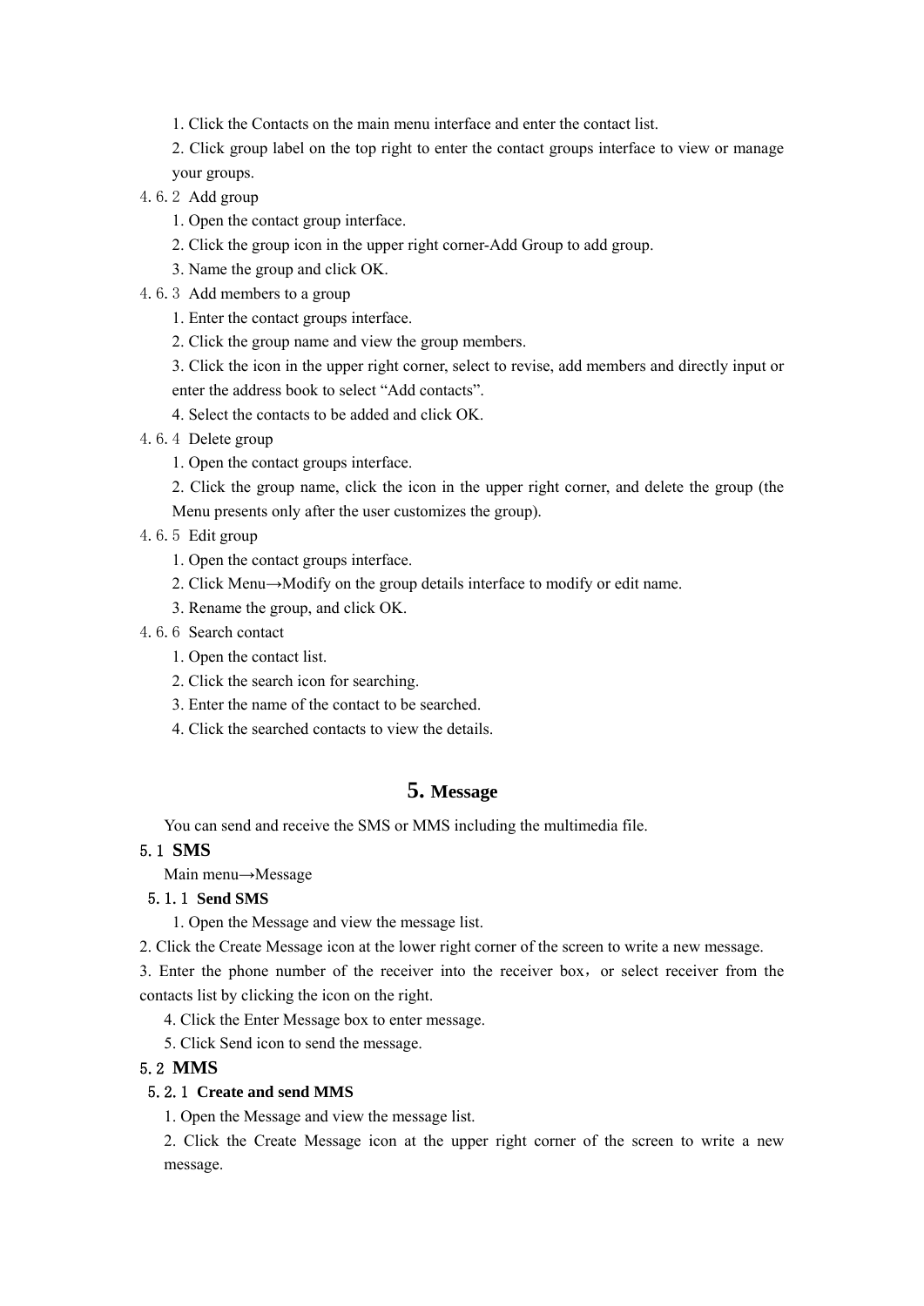1. Click the Contacts on the main menu interface and enter the contact list.

2. Click group label on the top right to enter the contact groups interface to view or manage your groups.

#### 4.6.2 Add group

1. Open the contact group interface.
2. Click the group icon in the upper right corner-Add Group to add group.
3. Name the group and click OK.

#### 4.6.3 Add members to a group

1. Enter the contact groups interface.
2. Click the group name and view the group members.
3. Click the icon in the upper right corner, select to revise, add members and directly input or enter the address book to select “Add contacts”.
4. Select the contacts to be added and click OK.

#### 4.6.4 Delete group

1. Open the contact groups interface.
2. Click the group name, click the icon in the upper right corner, and delete the group (the Menu presents only after the user customizes the group).

#### 4.6.5 Edit group

1. Open the contact groups interface.
2. Click Menu→Modify on the group details interface to modify or edit name.
3. Rename the group, and click OK.

#### 4.6.6 Search contact

1. Open the contact list.
2. Click the search icon for searching.
3. Enter the name of the contact to be searched.
4. Click the searched contacts to view the details.

# 5. Message

You can send and receive the SMS or MMS including the multimedia file.

## 5.1 SMS

Main menu→Message

### 5.1.1 Send SMS

1. Open the Message and view the message list.
2. Click the Create Message icon at the lower right corner of the screen to write a new message.
3. Enter the phone number of the receiver into the receiver box，or select receiver from the contacts list by clicking the icon on the right.
4. Click the Enter Message box to enter message.
5. Click Send icon to send the message.

## 5.2 MMS

### 5.2.1 Create and send MMS

1. Open the Message and view the message list.
2. Click the Create Message icon at the upper right corner of the screen to write a new message.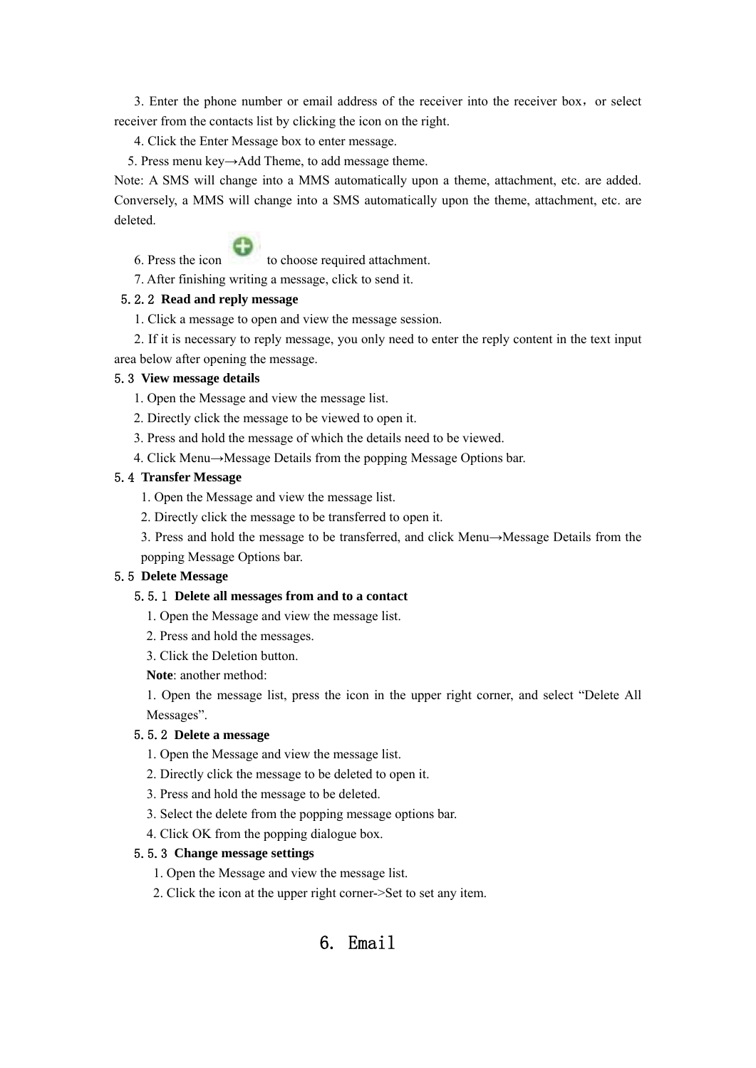3. Enter the phone number or email address of the receiver into the receiver box，or select receiver from the contacts list by clicking the icon on the right.

4. Click the Enter Message box to enter message.

5. Press menu key→Add Theme, to add message theme.

Note: A SMS will change into a MMS automatically upon a theme, attachment, etc. are added. Conversely, a MMS will change into a SMS automatically upon the theme, attachment, etc. are deleted.

6. Press the icon  to choose required attachment.

7. After finishing writing a message, click to send it.

### 5.2.2 Read and reply message

1. Click a message to open and view the message session.

2. If it is necessary to reply message, you only need to enter the reply content in the text input area below after opening the message.

## 5.3 View message details

1. Open the Message and view the message list.
2. Directly click the message to be viewed to open it.
3. Press and hold the message of which the details need to be viewed.
4. Click Menu→Message Details from the popping Message Options bar.

## 5.4 Transfer Message

1. Open the Message and view the message list.
2. Directly click the message to be transferred to open it.
3. Press and hold the message to be transferred, and click Menu→Message Details from the popping Message Options bar.

## 5.5 Delete Message

### 5.5.1 Delete all messages from and to a contact

1. Open the Message and view the message list.
2. Press and hold the messages.
3. Click the Deletion button.

**Note**: another method:

1. Open the message list, press the icon in the upper right corner, and select “Delete All Messages”.

### 5.5.2 Delete a message

1. Open the Message and view the message list.
2. Directly click the message to be deleted to open it.
3. Press and hold the message to be deleted.
3. Select the delete from the popping message options bar.
4. Click OK from the popping dialogue box.

### 5.5.3 Change message settings

1. Open the Message and view the message list.
2. Click the icon at the upper right corner->Set to set any item.

# 6. Email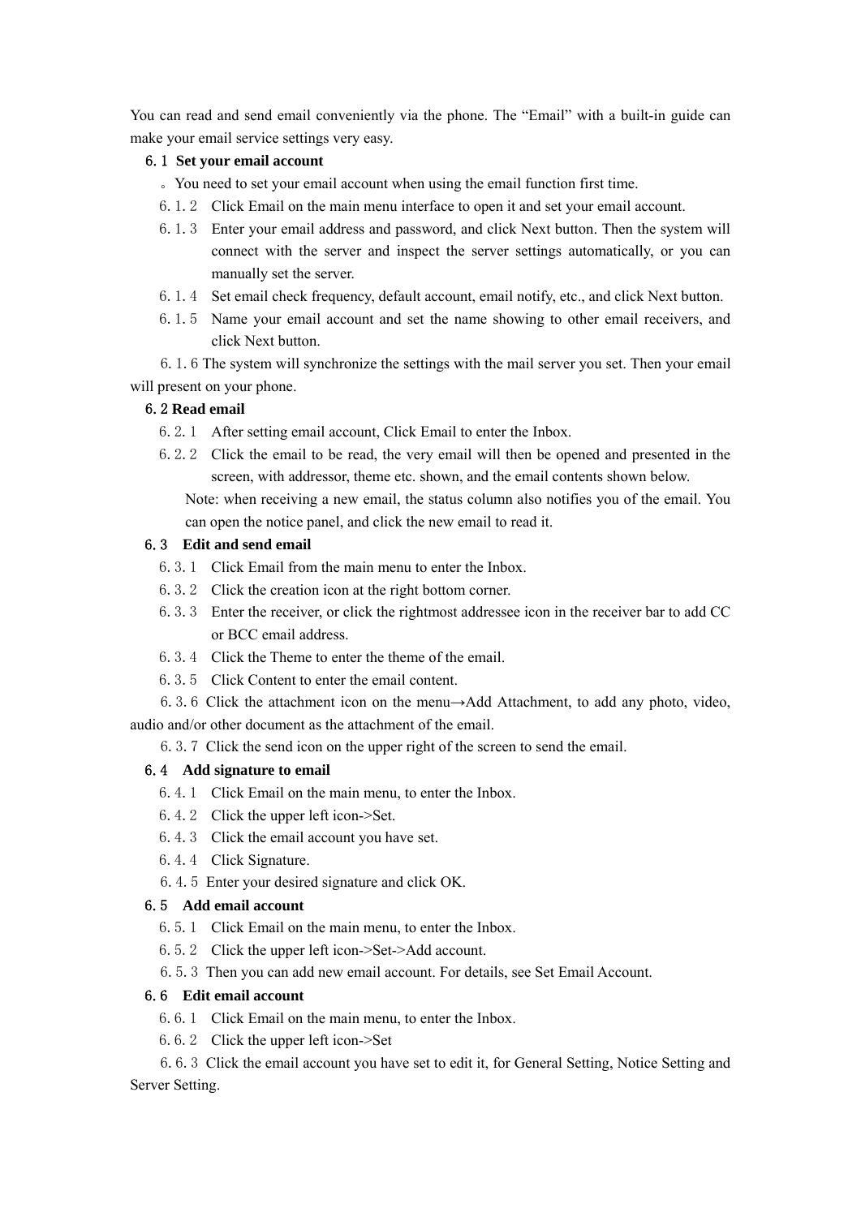You can read and send email conveniently via the phone. The “Email” with a built-in guide can make your email service settings very easy.

## 6.1 Set your email account

。You need to set your email account when using the email function first time.

6.1.2 Click Email on the main menu interface to open it and set your email account.

6.1.3 Enter your email address and password, and click Next button. Then the system will connect with the server and inspect the server settings automatically, or you can manually set the server.

6.1.4 Set email check frequency, default account, email notify, etc., and click Next button.

6.1.5 Name your email account and set the name showing to other email receivers, and click Next button.

6.1.6 The system will synchronize the settings with the mail server you set. Then your email will present on your phone.

## 6.2 Read email

6.2.1 After setting email account, Click Email to enter the Inbox.

6.2.2 Click the email to be read, the very email will then be opened and presented in the screen, with addressor, theme etc. shown, and the email contents shown below.

Note: when receiving a new email, the status column also notifies you of the email. You can open the notice panel, and click the new email to read it.

## 6.3 Edit and send email

6.3.1 Click Email from the main menu to enter the Inbox.

6.3.2 Click the creation icon at the right bottom corner.

6.3.3 Enter the receiver, or click the rightmost addressee icon in the receiver bar to add CC or BCC email address.

6.3.4 Click the Theme to enter the theme of the email.

6.3.5 Click Content to enter the email content.

6.3.6 Click the attachment icon on the menu→Add Attachment, to add any photo, video, audio and/or other document as the attachment of the email.

6.3.7 Click the send icon on the upper right of the screen to send the email.

## 6.4 Add signature to email

6.4.1 Click Email on the main menu, to enter the Inbox.

6.4.2 Click the upper left icon->Set.

6.4.3 Click the email account you have set.

6.4.4 Click Signature.

6.4.5 Enter your desired signature and click OK.

## 6.5 Add email account

6.5.1 Click Email on the main menu, to enter the Inbox.

6.5.2 Click the upper left icon->Set->Add account.

6.5.3 Then you can add new email account. For details, see Set Email Account.

## 6.6 Edit email account

6.6.1 Click Email on the main menu, to enter the Inbox.

6.6.2 Click the upper left icon->Set

6.6.3 Click the email account you have set to edit it, for General Setting, Notice Setting and Server Setting.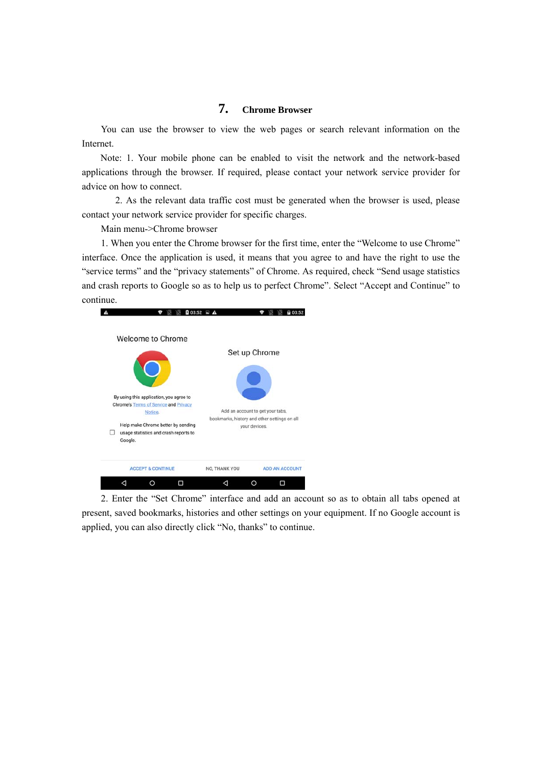## 7. Chrome Browser

You can use the browser to view the web pages or search relevant information on the Internet.

Note: 1. Your mobile phone can be enabled to visit the network and the network-based applications through the browser. If required, please contact your network service provider for advice on how to connect.

2. As the relevant data traffic cost must be generated when the browser is used, please contact your network service provider for specific charges.

Main menu->Chrome browser

1. When you enter the Chrome browser for the first time, enter the "Welcome to use Chrome" interface. Once the application is used, it means that you agree to and have the right to use the "service terms" and the "privacy statements" of Chrome. As required, check "Send usage statistics and crash reports to Google so as to help us to perfect Chrome". Select "Accept and Continue" to continue.

2. Enter the "Set Chrome" interface and add an account so as to obtain all tabs opened at present, saved bookmarks, histories and other settings on your equipment. If no Google account is applied, you can also directly click "No, thanks" to continue.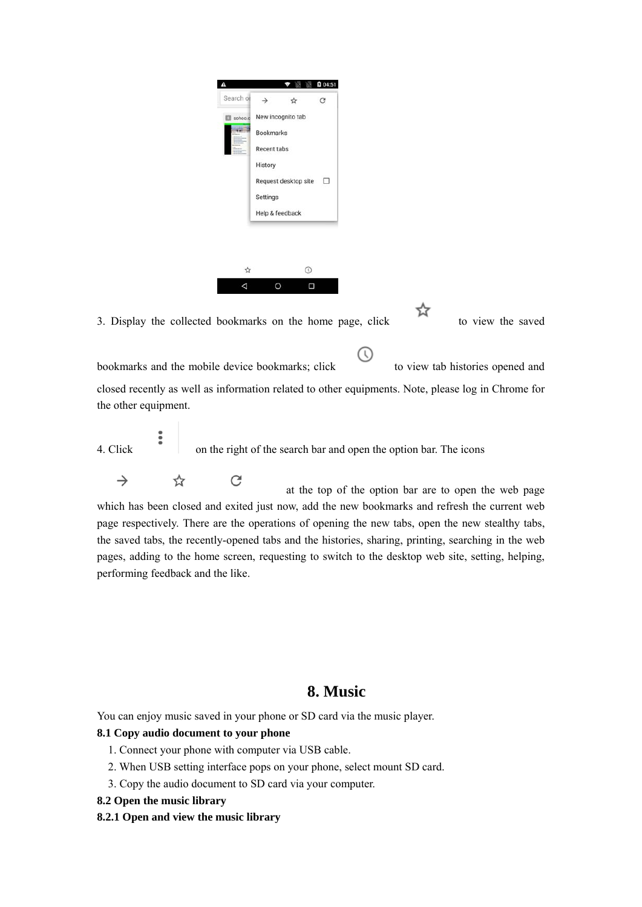3. Display the collected bookmarks on the home page, click ☆ to view the saved bookmarks and the mobile device bookmarks; click 🕓 to view tab histories opened and closed recently as well as information related to other equipments. Note, please log in Chrome for the other equipment.

4. Click ⋮ on the right of the search bar and open the option bar. The icons → ☆ ↻ at the top of the option bar are to open the web page which has been closed and exited just now, add the new bookmarks and refresh the current web page respectively. There are the operations of opening the new tabs, open the new stealthy tabs, the saved tabs, the recently-opened tabs and the histories, sharing, printing, searching in the web pages, adding to the home screen, requesting to switch to the desktop web site, setting, helping, performing feedback and the like.

# 8. Music

You can enjoy music saved in your phone or SD card via the music player.

**8.1 Copy audio document to your phone**

1. Connect your phone with computer via USB cable.
2. When USB setting interface pops on your phone, select mount SD card.
3. Copy the audio document to SD card via your computer.

**8.2 Open the music library**

**8.2.1 Open and view the music library**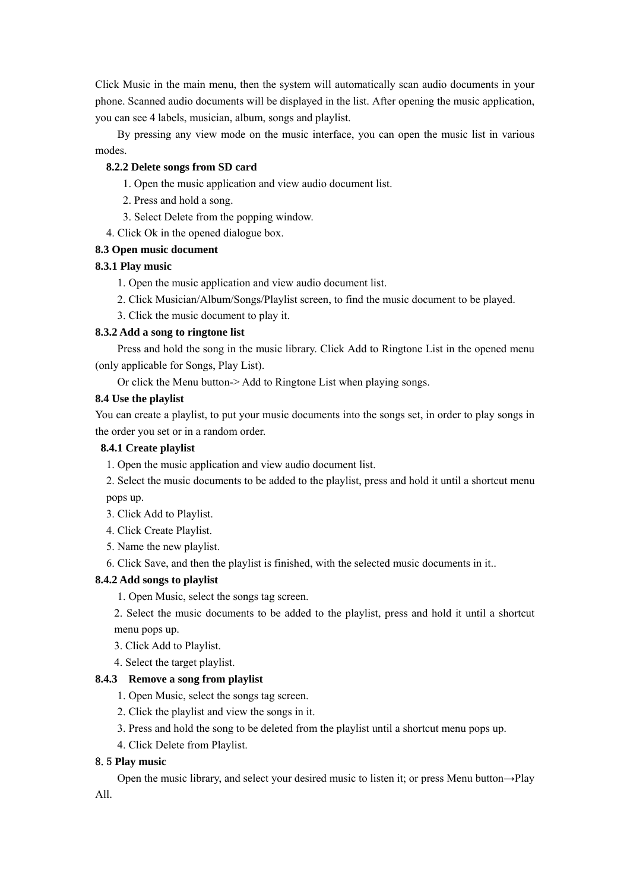Click Music in the main menu, then the system will automatically scan audio documents in your phone. Scanned audio documents will be displayed in the list. After opening the music application, you can see 4 labels, musician, album, songs and playlist.

By pressing any view mode on the music interface, you can open the music list in various modes.

### 8.2.2 Delete songs from SD card

1. Open the music application and view audio document list.
2. Press and hold a song.
3. Select Delete from the popping window.
4. Click Ok in the opened dialogue box.

## 8.3 Open music document

### 8.3.1 Play music

1. Open the music application and view audio document list.
2. Click Musician/Album/Songs/Playlist screen, to find the music document to be played.
3. Click the music document to play it.

### 8.3.2 Add a song to ringtone list

Press and hold the song in the music library. Click Add to Ringtone List in the opened menu (only applicable for Songs, Play List).

Or click the Menu button-> Add to Ringtone List when playing songs.

## 8.4 Use the playlist

You can create a playlist, to put your music documents into the songs set, in order to play songs in the order you set or in a random order.

### 8.4.1 Create playlist

1. Open the music application and view audio document list.
2. Select the music documents to be added to the playlist, press and hold it until a shortcut menu pops up.
3. Click Add to Playlist.
4. Click Create Playlist.
5. Name the new playlist.
6. Click Save, and then the playlist is finished, with the selected music documents in it..

### 8.4.2 Add songs to playlist

1. Open Music, select the songs tag screen.
2. Select the music documents to be added to the playlist, press and hold it until a shortcut menu pops up.
3. Click Add to Playlist.
4. Select the target playlist.

### 8.4.3 Remove a song from playlist

1. Open Music, select the songs tag screen.
2. Click the playlist and view the songs in it.
3. Press and hold the song to be deleted from the playlist until a shortcut menu pops up.
4. Click Delete from Playlist.

## 8.5 Play music

Open the music library, and select your desired music to listen it; or press Menu button→Play All.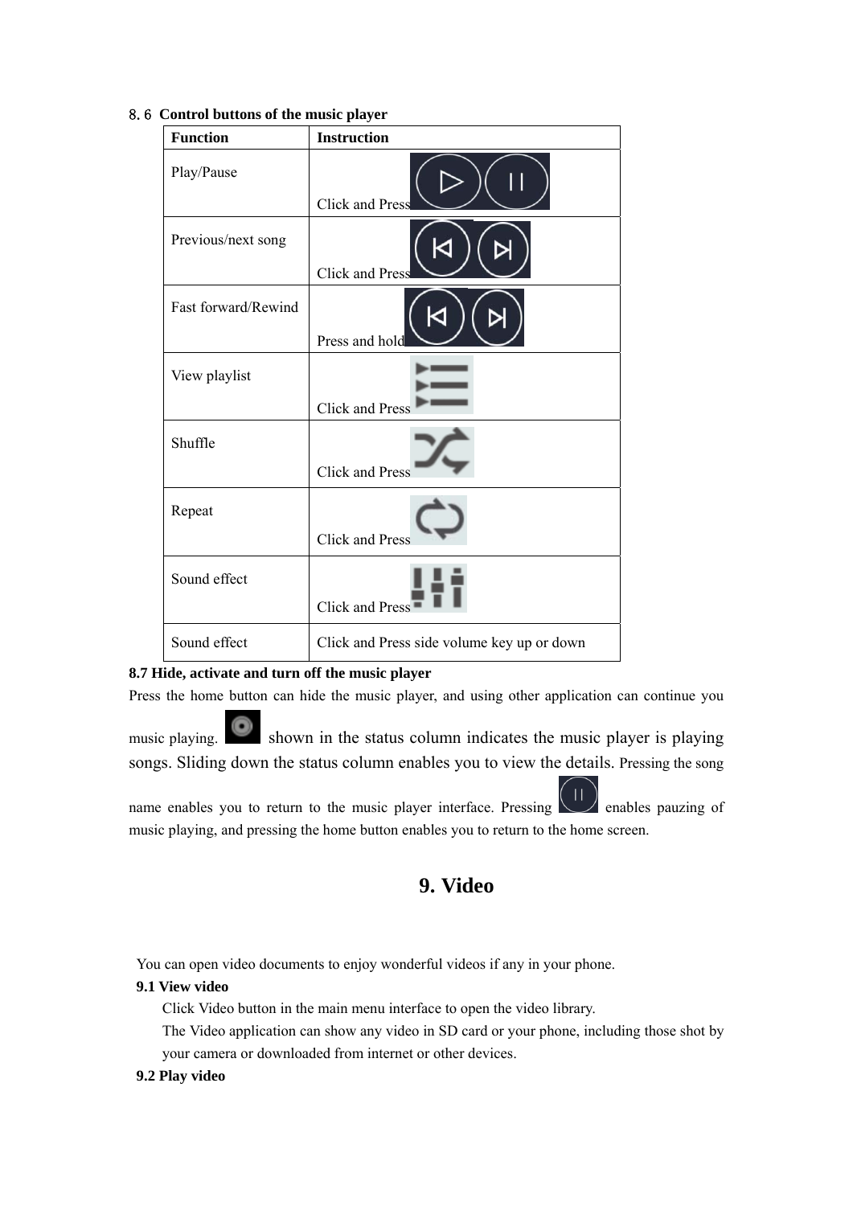### 8.6 Control buttons of the music player

| Function | Instruction |
| --- | --- |
| Play/Pause | Click and Press |
| Previous/next song | Click and Press |
| Fast forward/Rewind | Press and hold |
| View playlist | Click and Press |
| Shuffle | Click and Press |
| Repeat | Click and Press |
| Sound effect | Click and Press |
| Sound effect | Click and Press side volume key up or down |

**8.7 Hide, activate and turn off the music player**

Press the home button can hide the music player, and using other application can continue you music playing. shown in the status column indicates the music player is playing songs. Sliding down the status column enables you to view the details. Pressing the song name enables you to return to the music player interface. Pressing enables pauzing of music playing, and pressing the home button enables you to return to the home screen.

# 9. Video

You can open video documents to enjoy wonderful videos if any in your phone.

**9.1 View video**

Click Video button in the main menu interface to open the video library.

The Video application can show any video in SD card or your phone, including those shot by your camera or downloaded from internet or other devices.

**9.2 Play video**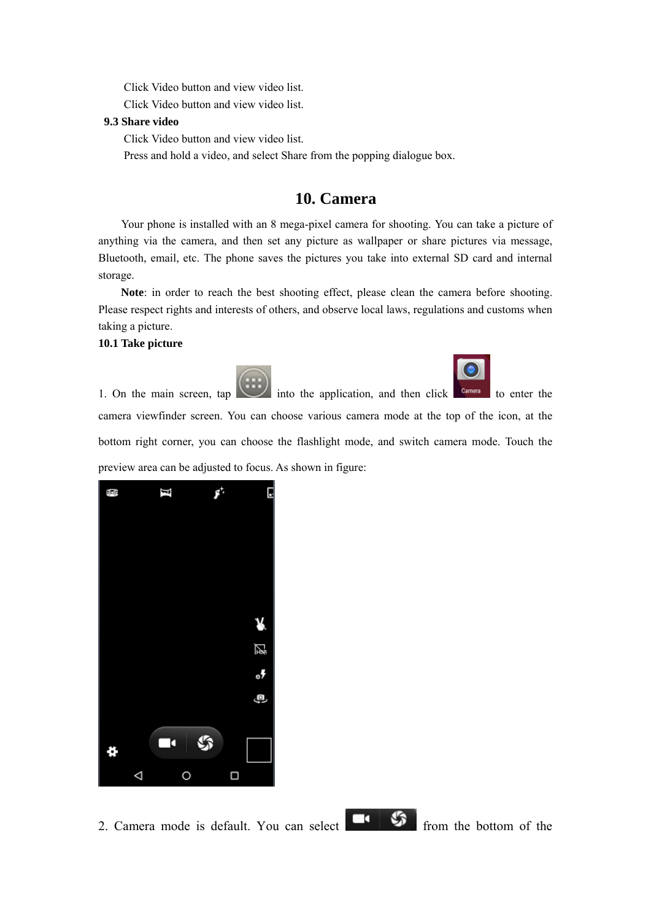Click Video button and view video list.

Click Video button and view video list.

**9.3 Share video**

Click Video button and view video list.

Press and hold a video, and select Share from the popping dialogue box.

# 10. Camera

Your phone is installed with an 8 mega-pixel camera for shooting. You can take a picture of anything via the camera, and then set any picture as wallpaper or share pictures via message, Bluetooth, email, etc. The phone saves the pictures you take into external SD card and internal storage.

**Note**: in order to reach the best shooting effect, please clean the camera before shooting. Please respect rights and interests of others, and observe local laws, regulations and customs when taking a picture.

**10.1 Take picture**

1. On the main screen, tap into the application, and then click to enter the camera viewfinder screen. You can choose various camera mode at the top of the icon, at the bottom right corner, you can choose the flashlight mode, and switch camera mode. Touch the preview area can be adjusted to focus. As shown in figure:

2. Camera mode is default. You can select from the bottom of the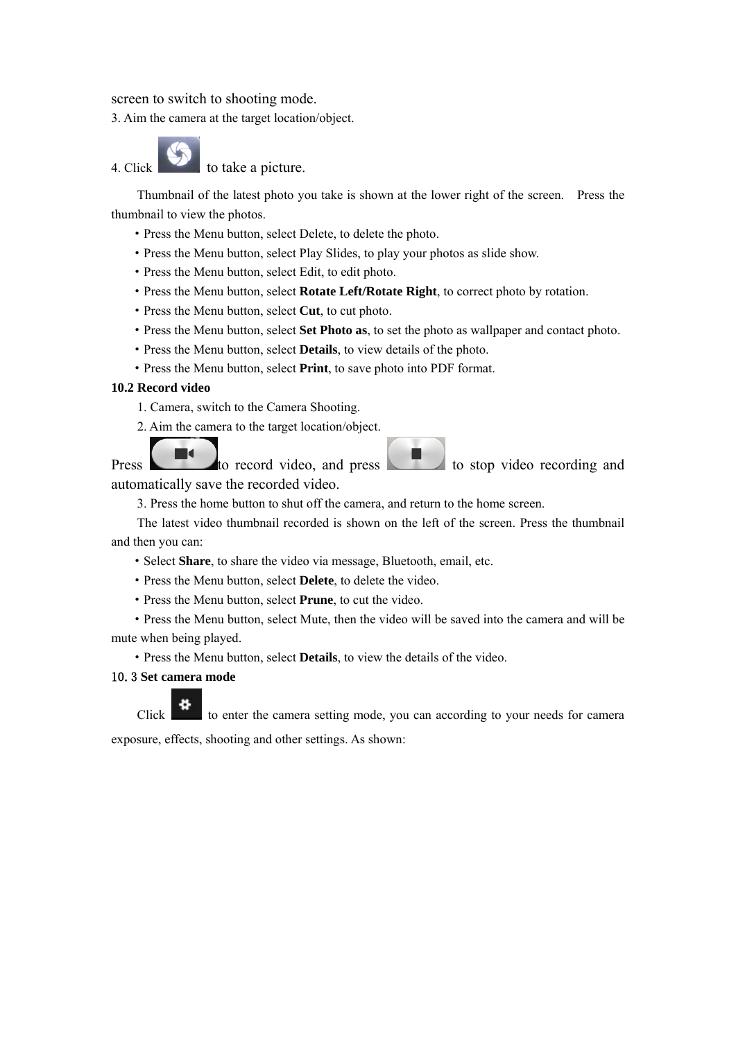screen to switch to shooting mode.

3. Aim the camera at the target location/object.

4. Click  to take a picture.

Thumbnail of the latest photo you take is shown at the lower right of the screen. Press the thumbnail to view the photos.

- Press the Menu button, select Delete, to delete the photo.
- Press the Menu button, select Play Slides, to play your photos as slide show.
- Press the Menu button, select Edit, to edit photo.
- Press the Menu button, select **Rotate Left/Rotate Right**, to correct photo by rotation.
- Press the Menu button, select **Cut**, to cut photo.
- Press the Menu button, select **Set Photo as**, to set the photo as wallpaper and contact photo.
- Press the Menu button, select **Details**, to view details of the photo.
- Press the Menu button, select **Print**, to save photo into PDF format.

**10.2 Record video**

1. Camera, switch to the Camera Shooting.
2. Aim the camera to the target location/object.

Press  to record video, and press  to stop video recording and automatically save the recorded video.

3. Press the home button to shut off the camera, and return to the home screen.

The latest video thumbnail recorded is shown on the left of the screen. Press the thumbnail and then you can:

- Select **Share**, to share the video via message, Bluetooth, email, etc.
- Press the Menu button, select **Delete**, to delete the video.
- Press the Menu button, select **Prune**, to cut the video.
- Press the Menu button, select Mute, then the video will be saved into the camera and will be mute when being played.
- Press the Menu button, select **Details**, to view the details of the video.

**10.3 Set camera mode**

Click  to enter the camera setting mode, you can according to your needs for camera exposure, effects, shooting and other settings. As shown: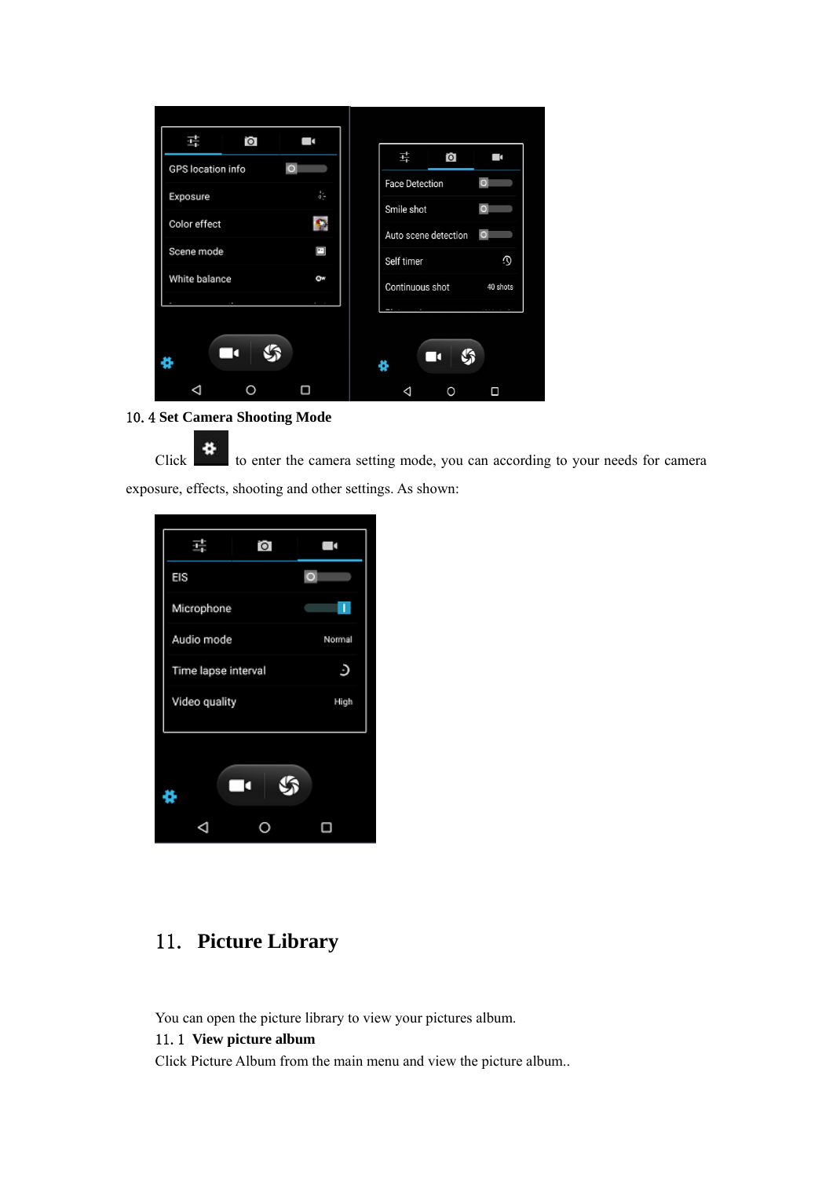## 10.4 Set Camera Shooting Mode

Click [icon] to enter the camera setting mode, you can according to your needs for camera exposure, effects, shooting and other settings. As shown:

# 11. Picture Library

You can open the picture library to view your pictures album.

## 11.1 View picture album

Click Picture Album from the main menu and view the picture album..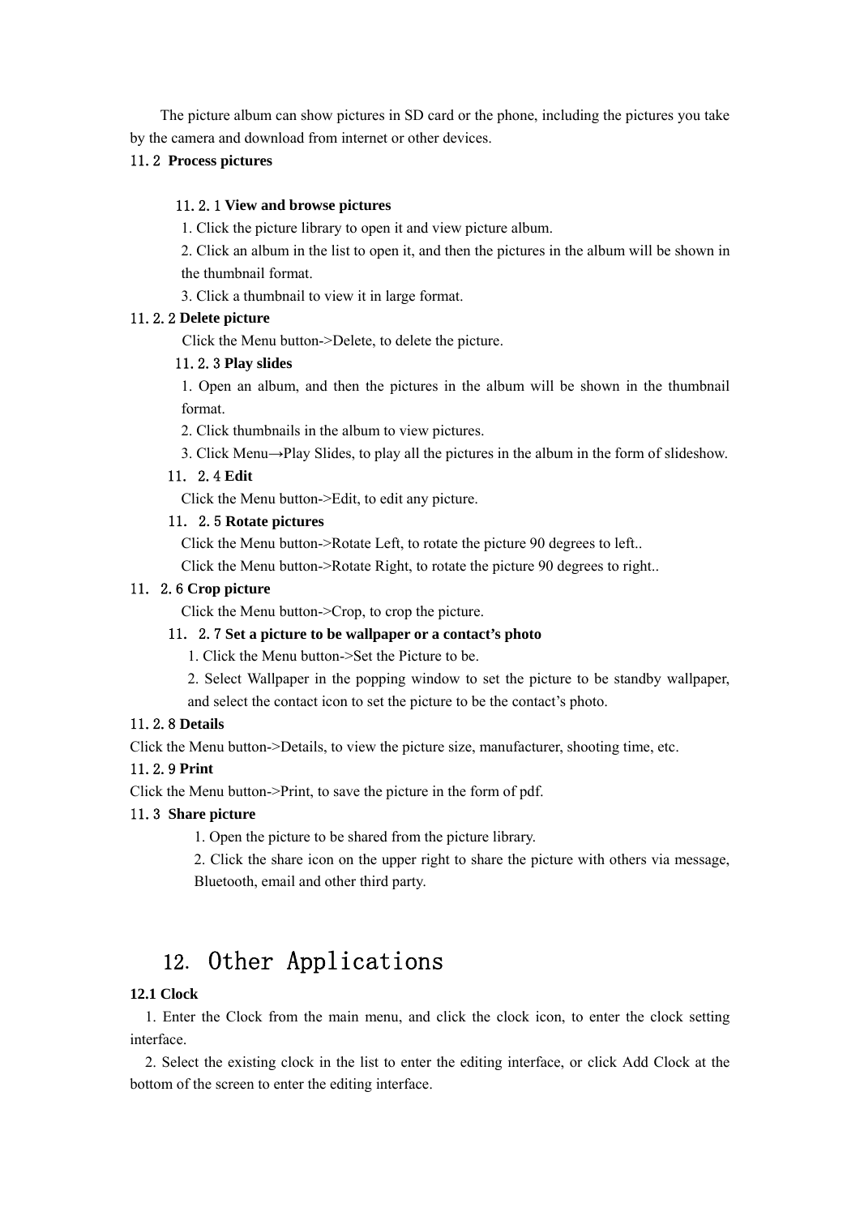The picture album can show pictures in SD card or the phone, including the pictures you take by the camera and download from internet or other devices.

## 11.2 Process pictures

### 11.2.1 View and browse pictures

1. Click the picture library to open it and view picture album.
2. Click an album in the list to open it, and then the pictures in the album will be shown in the thumbnail format.
3. Click a thumbnail to view it in large format.

### 11.2.2 Delete picture

Click the Menu button->Delete, to delete the picture.

### 11.2.3 Play slides

1. Open an album, and then the pictures in the album will be shown in the thumbnail format.
2. Click thumbnails in the album to view pictures.
3. Click Menu→Play Slides, to play all the pictures in the album in the form of slideshow.

### 11. 2.4 Edit

Click the Menu button->Edit, to edit any picture.

### 11. 2.5 Rotate pictures

Click the Menu button->Rotate Left, to rotate the picture 90 degrees to left..

Click the Menu button->Rotate Right, to rotate the picture 90 degrees to right..

### 11. 2.6 Crop picture

Click the Menu button->Crop, to crop the picture.

### 11. 2.7 Set a picture to be wallpaper or a contact's photo

1. Click the Menu button->Set the Picture to be.
2. Select Wallpaper in the popping window to set the picture to be standby wallpaper, and select the contact icon to set the picture to be the contact's photo.

### 11.2.8 Details

Click the Menu button->Details, to view the picture size, manufacturer, shooting time, etc.

### 11.2.9 Print

Click the Menu button->Print, to save the picture in the form of pdf.

## 11.3 Share picture

1. Open the picture to be shared from the picture library.
2. Click the share icon on the upper right to share the picture with others via message, Bluetooth, email and other third party.

# 12. Other Applications

## 12.1 Clock

1. Enter the Clock from the main menu, and click the clock icon, to enter the clock setting interface.
2. Select the existing clock in the list to enter the editing interface, or click Add Clock at the bottom of the screen to enter the editing interface.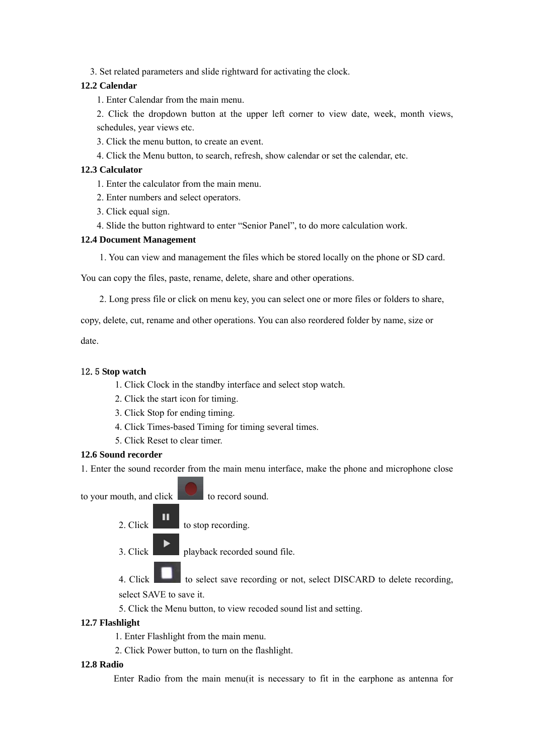3. Set related parameters and slide rightward for activating the clock.

**12.2 Calendar**

1. Enter Calendar from the main menu.
2. Click the dropdown button at the upper left corner to view date, week, month views, schedules, year views etc.
3. Click the menu button, to create an event.
4. Click the Menu button, to search, refresh, show calendar or set the calendar, etc.

**12.3 Calculator**

1. Enter the calculator from the main menu.
2. Enter numbers and select operators.
3. Click equal sign.
4. Slide the button rightward to enter “Senior Panel”, to do more calculation work.

**12.4 Document Management**

1. You can view and management the files which be stored locally on the phone or SD card.

You can copy the files, paste, rename, delete, share and other operations.

2. Long press file or click on menu key, you can select one or more files or folders to share, copy, delete, cut, rename and other operations. You can also reordered folder by name, size or date.

**12.5 Stop watch**

1. Click Clock in the standby interface and select stop watch.
2. Click the start icon for timing.
3. Click Stop for ending timing.
4. Click Times-based Timing for timing several times.
5. Click Reset to clear timer.

**12.6 Sound recorder**

1. Enter the sound recorder from the main menu interface, make the phone and microphone close to your mouth, and click to record sound.
2. Click to stop recording.
3. Click playback recorded sound file.
4. Click to select save recording or not, select DISCARD to delete recording, select SAVE to save it.
5. Click the Menu button, to view recoded sound list and setting.

**12.7 Flashlight**

1. Enter Flashlight from the main menu.
2. Click Power button, to turn on the flashlight.

**12.8 Radio**

Enter Radio from the main menu(it is necessary to fit in the earphone as antenna for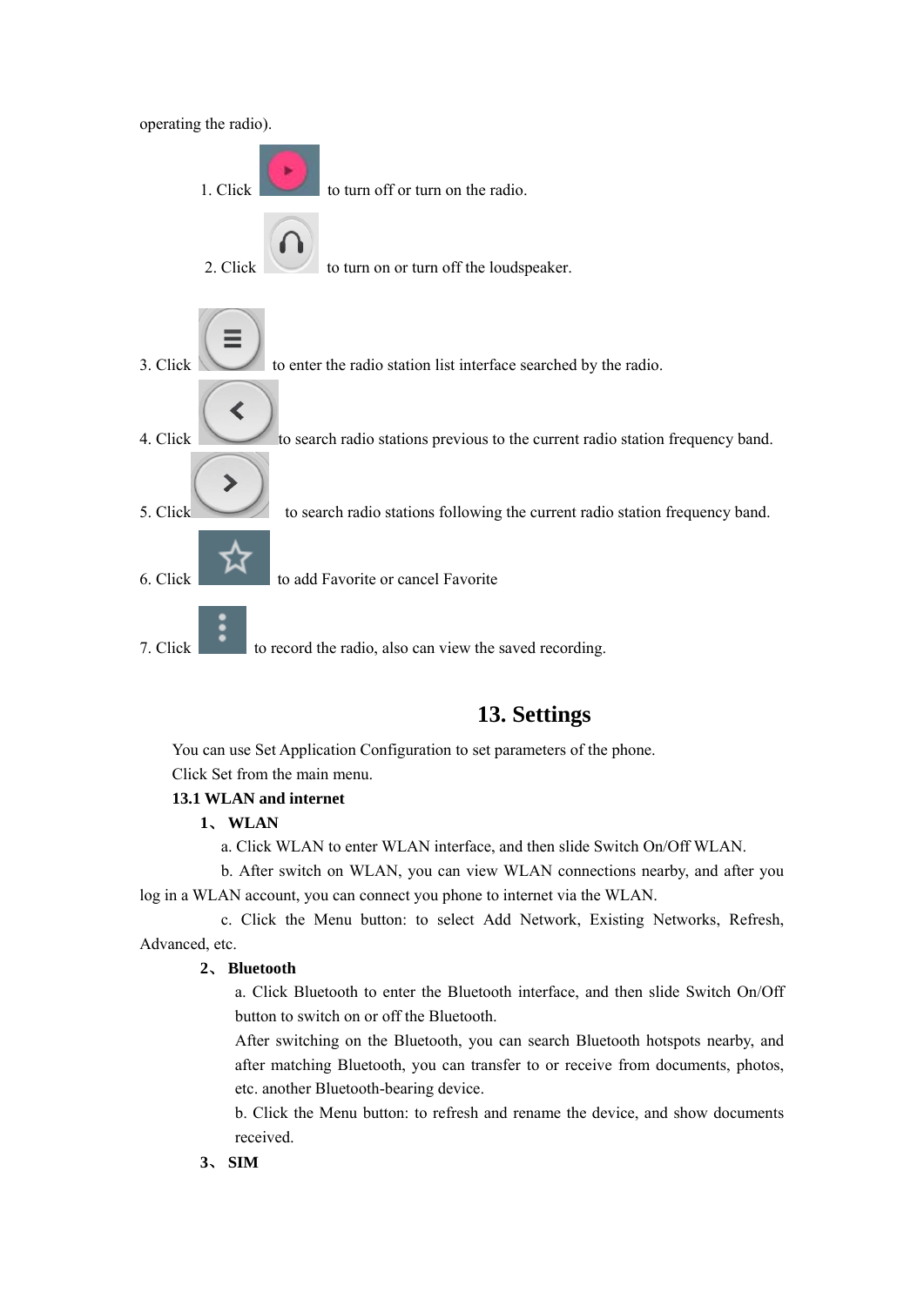operating the radio).

1. Click to turn off or turn on the radio.

2. Click to turn on or turn off the loudspeaker.

3. Click to enter the radio station list interface searched by the radio.

4. Click to search radio stations previous to the current radio station frequency band.

5. Click to search radio stations following the current radio station frequency band.

6. Click to add Favorite or cancel Favorite

7. Click to record the radio, also can view the saved recording.

# 13. Settings

You can use Set Application Configuration to set parameters of the phone.

Click Set from the main menu.

**13.1 WLAN and internet**

**1、 WLAN**

a. Click WLAN to enter WLAN interface, and then slide Switch On/Off WLAN.

b. After switch on WLAN, you can view WLAN connections nearby, and after you log in a WLAN account, you can connect you phone to internet via the WLAN.

c. Click the Menu button: to select Add Network, Existing Networks, Refresh, Advanced, etc.

**2、 Bluetooth**

a. Click Bluetooth to enter the Bluetooth interface, and then slide Switch On/Off button to switch on or off the Bluetooth.

After switching on the Bluetooth, you can search Bluetooth hotspots nearby, and after matching Bluetooth, you can transfer to or receive from documents, photos, etc. another Bluetooth-bearing device.

b. Click the Menu button: to refresh and rename the device, and show documents received.

**3、 SIM**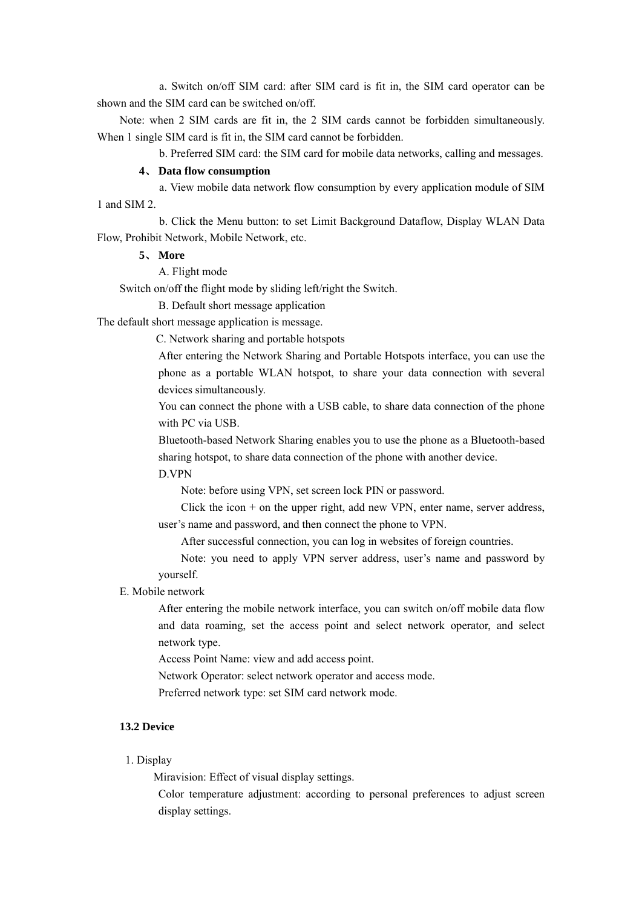a. Switch on/off SIM card: after SIM card is fit in, the SIM card operator can be shown and the SIM card can be switched on/off.

Note: when 2 SIM cards are fit in, the 2 SIM cards cannot be forbidden simultaneously. When 1 single SIM card is fit in, the SIM card cannot be forbidden.

b. Preferred SIM card: the SIM card for mobile data networks, calling and messages.

**4、 Data flow consumption**

a. View mobile data network flow consumption by every application module of SIM 1 and SIM 2.

b. Click the Menu button: to set Limit Background Dataflow, Display WLAN Data Flow, Prohibit Network, Mobile Network, etc.

**5、 More**

A. Flight mode

Switch on/off the flight mode by sliding left/right the Switch.

B. Default short message application

The default short message application is message.

C. Network sharing and portable hotspots

After entering the Network Sharing and Portable Hotspots interface, you can use the phone as a portable WLAN hotspot, to share your data connection with several devices simultaneously.

You can connect the phone with a USB cable, to share data connection of the phone with PC via USB.

Bluetooth-based Network Sharing enables you to use the phone as a Bluetooth-based sharing hotspot, to share data connection of the phone with another device.

D.VPN

Note: before using VPN, set screen lock PIN or password.

Click the icon + on the upper right, add new VPN, enter name, server address, user's name and password, and then connect the phone to VPN.

After successful connection, you can log in websites of foreign countries.

Note: you need to apply VPN server address, user's name and password by yourself.

E. Mobile network

After entering the mobile network interface, you can switch on/off mobile data flow and data roaming, set the access point and select network operator, and select network type.

Access Point Name: view and add access point.

Network Operator: select network operator and access mode.

Preferred network type: set SIM card network mode.

**13.2 Device**

1. Display

Miravision: Effect of visual display settings.

Color temperature adjustment: according to personal preferences to adjust screen display settings.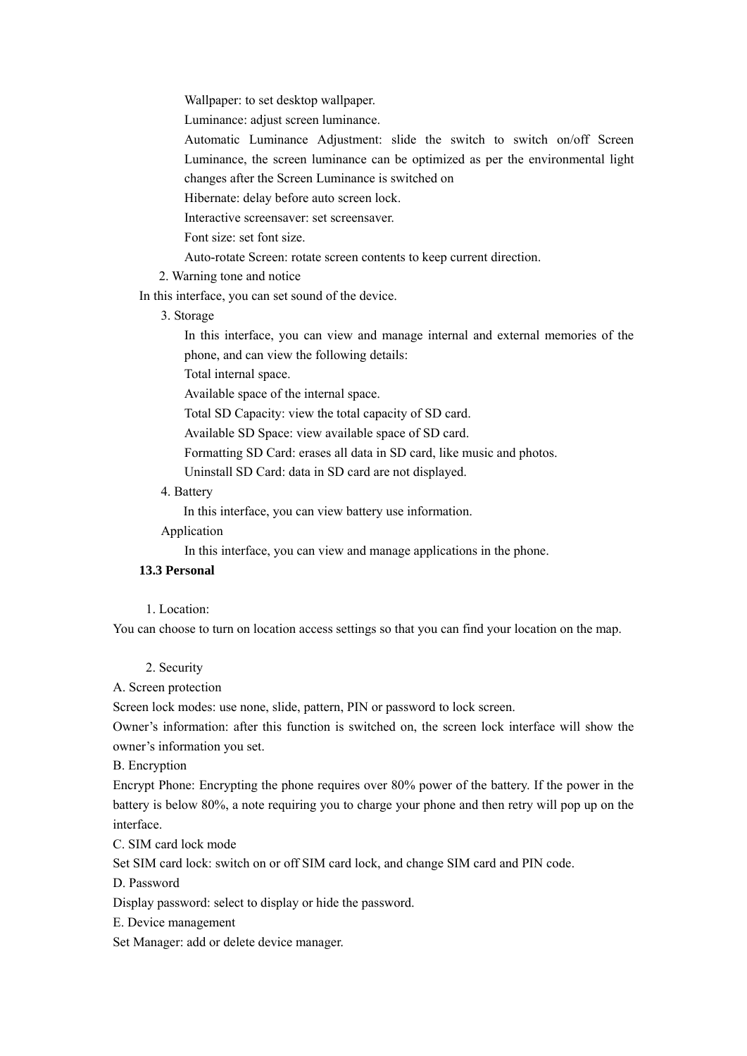Wallpaper: to set desktop wallpaper.

Luminance: adjust screen luminance.

Automatic Luminance Adjustment: slide the switch to switch on/off Screen Luminance, the screen luminance can be optimized as per the environmental light changes after the Screen Luminance is switched on

Hibernate: delay before auto screen lock.

Interactive screensaver: set screensaver.

Font size: set font size.

Auto-rotate Screen: rotate screen contents to keep current direction.

2. Warning tone and notice

In this interface, you can set sound of the device.

3. Storage

In this interface, you can view and manage internal and external memories of the phone, and can view the following details:

Total internal space.

Available space of the internal space.

Total SD Capacity: view the total capacity of SD card.

Available SD Space: view available space of SD card.

Formatting SD Card: erases all data in SD card, like music and photos.

Uninstall SD Card: data in SD card are not displayed.

4. Battery

In this interface, you can view battery use information.

Application

In this interface, you can view and manage applications in the phone.

**13.3 Personal**

1. Location:

You can choose to turn on location access settings so that you can find your location on the map.

2. Security

A. Screen protection

Screen lock modes: use none, slide, pattern, PIN or password to lock screen.

Owner’s information: after this function is switched on, the screen lock interface will show the owner’s information you set.

B. Encryption

Encrypt Phone: Encrypting the phone requires over 80% power of the battery. If the power in the battery is below 80%, a note requiring you to charge your phone and then retry will pop up on the interface.

C. SIM card lock mode

Set SIM card lock: switch on or off SIM card lock, and change SIM card and PIN code.

D. Password

Display password: select to display or hide the password.

E. Device management

Set Manager: add or delete device manager.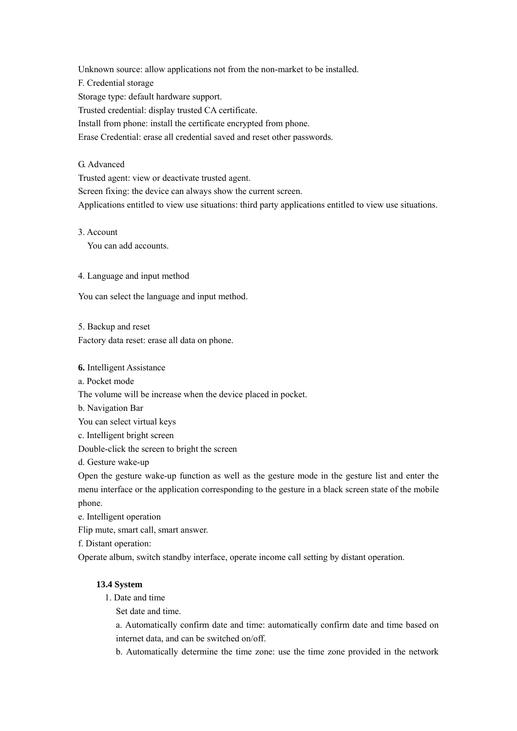Unknown source: allow applications not from the non-market to be installed.

F. Credential storage

Storage type: default hardware support.

Trusted credential: display trusted CA certificate.

Install from phone: install the certificate encrypted from phone.

Erase Credential: erase all credential saved and reset other passwords.

G. Advanced

Trusted agent: view or deactivate trusted agent.

Screen fixing: the device can always show the current screen.

Applications entitled to view use situations: third party applications entitled to view use situations.

3. Account

You can add accounts.

4. Language and input method

You can select the language and input method.

5. Backup and reset

Factory data reset: erase all data on phone.

**6.** Intelligent Assistance

a. Pocket mode

The volume will be increase when the device placed in pocket.

b. Navigation Bar

You can select virtual keys

c. Intelligent bright screen

Double-click the screen to bright the screen

d. Gesture wake-up

Open the gesture wake-up function as well as the gesture mode in the gesture list and enter the menu interface or the application corresponding to the gesture in a black screen state of the mobile phone.

e. Intelligent operation

Flip mute, smart call, smart answer.

f. Distant operation:

Operate album, switch standby interface, operate income call setting by distant operation.

### 13.4 System

1. Date and time

Set date and time.

a. Automatically confirm date and time: automatically confirm date and time based on internet data, and can be switched on/off.

b. Automatically determine the time zone: use the time zone provided in the network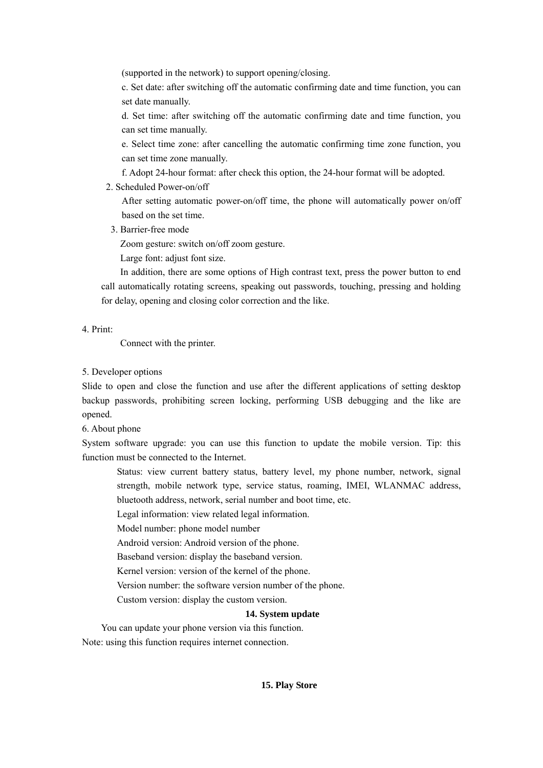(supported in the network) to support opening/closing.

c. Set date: after switching off the automatic confirming date and time function, you can set date manually.

d. Set time: after switching off the automatic confirming date and time function, you can set time manually.

e. Select time zone: after cancelling the automatic confirming time zone function, you can set time zone manually.

f. Adopt 24-hour format: after check this option, the 24-hour format will be adopted.

2. Scheduled Power-on/off

After setting automatic power-on/off time, the phone will automatically power on/off based on the set time.

3. Barrier-free mode

Zoom gesture: switch on/off zoom gesture.

Large font: adjust font size.

In addition, there are some options of High contrast text, press the power button to end call automatically rotating screens, speaking out passwords, touching, pressing and holding for delay, opening and closing color correction and the like.

4. Print:

Connect with the printer.

5. Developer options

Slide to open and close the function and use after the different applications of setting desktop backup passwords, prohibiting screen locking, performing USB debugging and the like are opened.

6. About phone

System software upgrade: you can use this function to update the mobile version. Tip: this function must be connected to the Internet.

Status: view current battery status, battery level, my phone number, network, signal strength, mobile network type, service status, roaming, IMEI, WLANMAC address, bluetooth address, network, serial number and boot time, etc.

Legal information: view related legal information.

Model number: phone model number

Android version: Android version of the phone.

Baseband version: display the baseband version.

Kernel version: version of the kernel of the phone.

Version number: the software version number of the phone.

Custom version: display the custom version.

## 14. System update

You can update your phone version via this function.

Note: using this function requires internet connection.

## 15. Play Store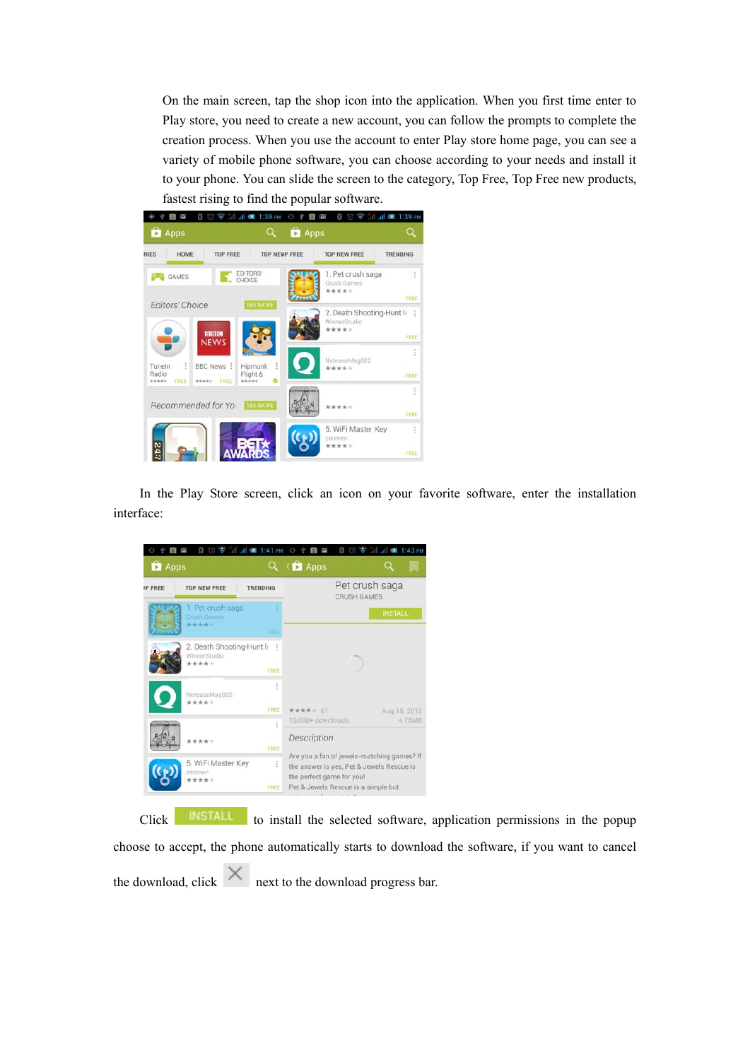On the main screen, tap the shop icon into the application. When you first time enter to Play store, you need to create a new account, you can follow the prompts to complete the creation process. When you use the account to enter Play store home page, you can see a variety of mobile phone software, you can choose according to your needs and install it to your phone. You can slide the screen to the category, Top Free, Top Free new products, fastest rising to find the popular software.

In the Play Store screen, click an icon on your favorite software, enter the installation interface:

Click INSTALL to install the selected software, application permissions in the popup choose to accept, the phone automatically starts to download the software, if you want to cancel the download, click next to the download progress bar.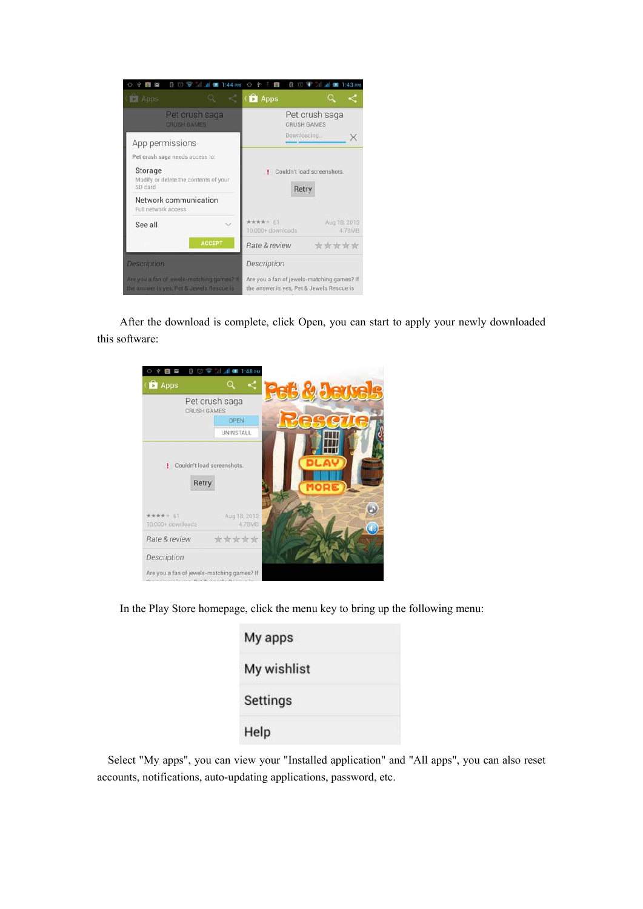After the download is complete, click Open, you can start to apply your newly downloaded this software:

In the Play Store homepage, click the menu key to bring up the following menu:

Select "My apps", you can view your "Installed application" and "All apps", you can also reset accounts, notifications, auto-updating applications, password, etc.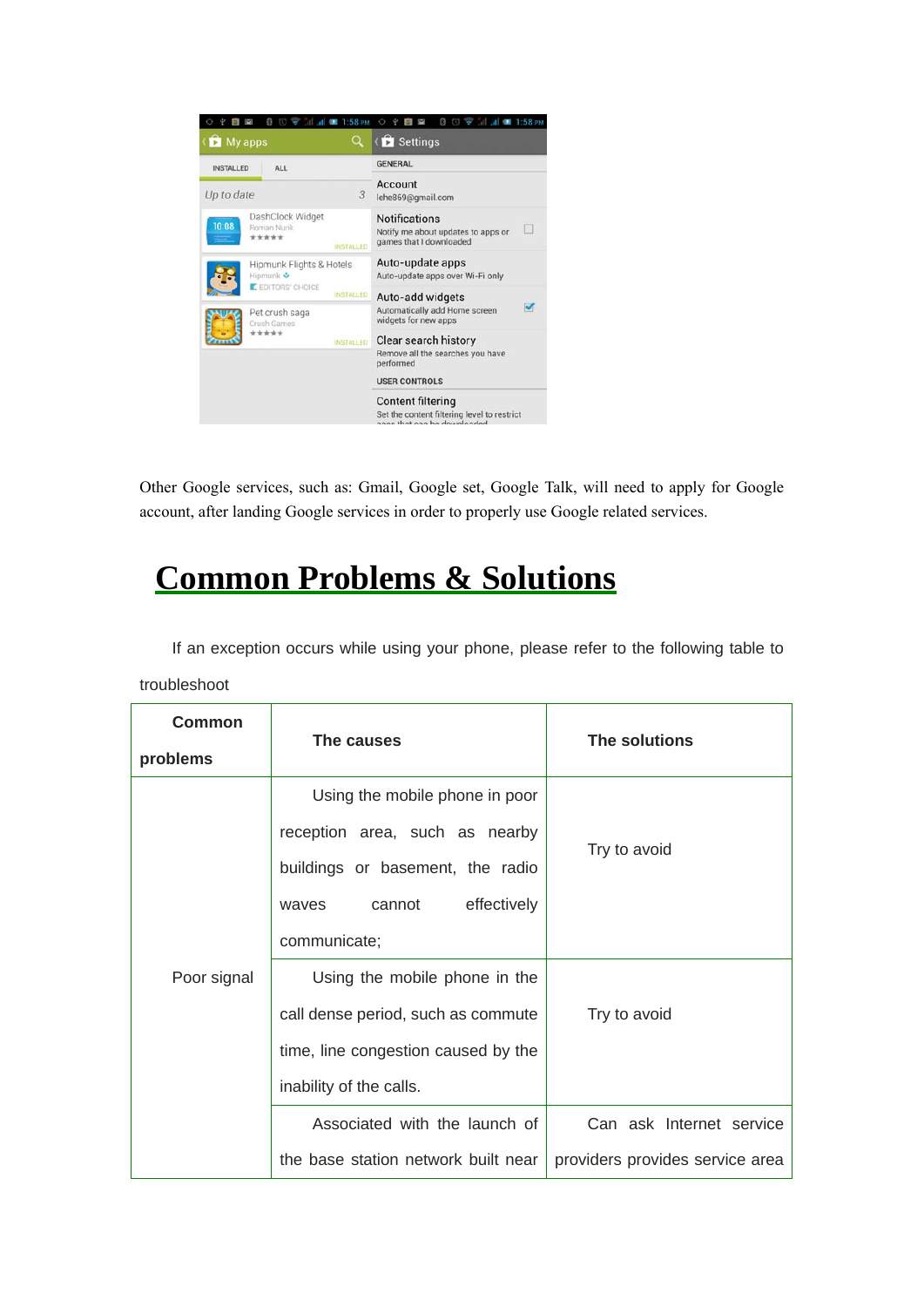Other Google services, such as: Gmail, Google set, Google Talk, will need to apply for Google account, after landing Google services in order to properly use Google related services.

# Common Problems & Solutions

If an exception occurs while using your phone, please refer to the following table to troubleshoot

| Common problems | The causes | The solutions |
|---|---|---|
| Poor signal | Using the mobile phone in poor reception area, such as nearby buildings or basement, the radio waves cannot effectively communicate; | Try to avoid |
| | Using the mobile phone in the call dense period, such as commute time, line congestion caused by the inability of the calls. | Try to avoid |
| | Associated with the launch of the base station network built near | Can ask Internet service providers provides service area |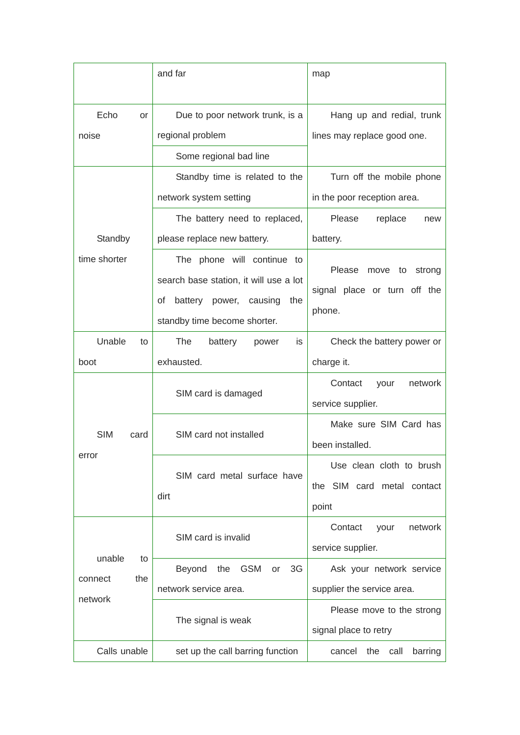| | | |
|---|---|---|
| | and far | map |
| Echo or noise | Due to poor network trunk, is a regional problem | Hang up and redial, trunk lines may replace good one. |
| | Some regional bad line | |
| Standby time shorter | Standby time is related to the network system setting | Turn off the mobile phone in the poor reception area. |
| | The battery need to replaced, please replace new battery. | Please replace new battery. |
| | The phone will continue to search base station, it will use a lot of battery power, causing the standby time become shorter. | Please move to strong signal place or turn off the phone. |
| Unable to boot | The battery power is exhausted. | Check the battery power or charge it. |
| SIM card error | SIM card is damaged | Contact your network service supplier. |
| | SIM card not installed | Make sure SIM Card has been installed. |
| | SIM card metal surface have dirt | Use clean cloth to brush the SIM card metal contact point |
| unable to connect the network | SIM card is invalid | Contact your network service supplier. |
| | Beyond the GSM or 3G network service area. | Ask your network service supplier the service area. |
| | The signal is weak | Please move to the strong signal place to retry |
| Calls unable | set up the call barring function | cancel the call barring |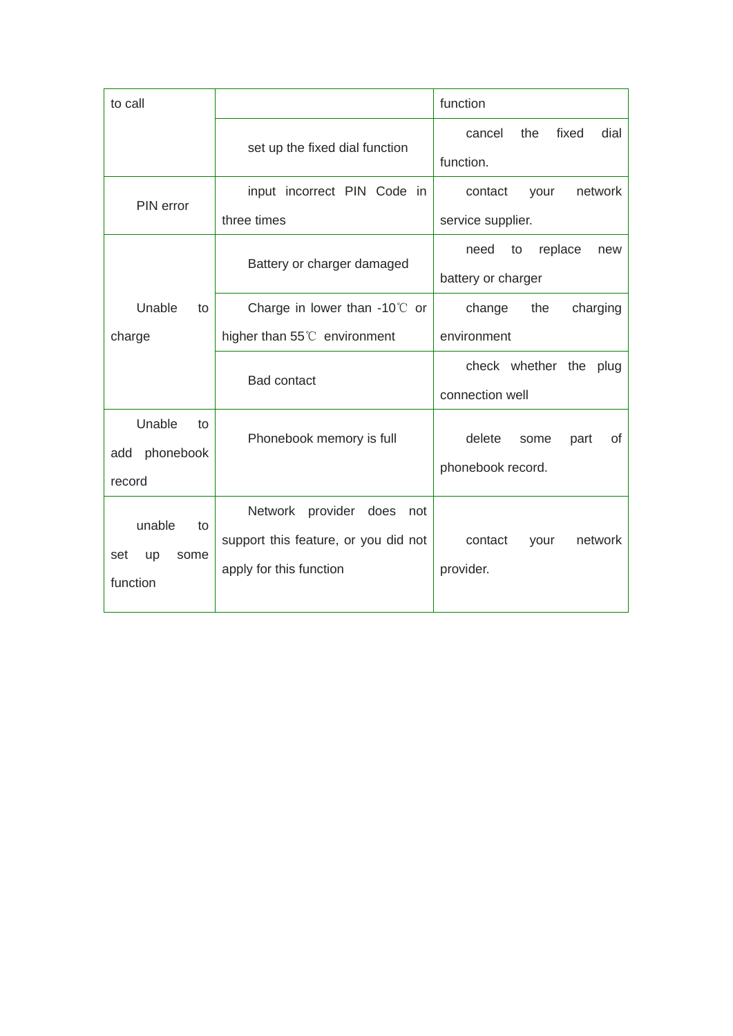| to call | | function |
| --- | --- | --- |
| | set up the fixed dial function | cancel the fixed dial function. |
| PIN error | input incorrect PIN Code in three times | contact your network service supplier. |
| Unable to charge | Battery or charger damaged | need to replace new battery or charger |
| | Charge in lower than -10℃ or higher than 55℃ environment | change the charging environment |
| | Bad contact | check whether the plug connection well |
| Unable to add phonebook record | Phonebook memory is full | delete some part of phonebook record. |
| unable to set up some function | Network provider does not support this feature, or you did not apply for this function | contact your network provider. |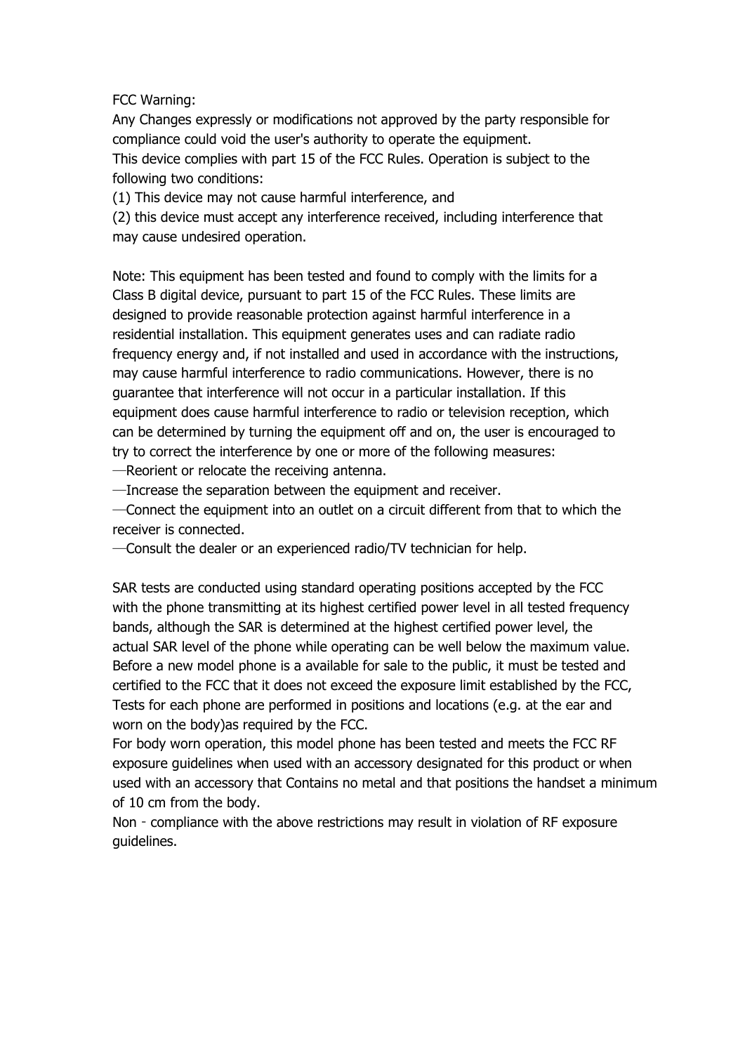FCC Warning:

Any Changes expressly or modifications not approved by the party responsible for compliance could void the user's authority to operate the equipment.

This device complies with part 15 of the FCC Rules. Operation is subject to the following two conditions:

(1) This device may not cause harmful interference, and

(2) this device must accept any interference received, including interference that may cause undesired operation.

Note: This equipment has been tested and found to comply with the limits for a Class B digital device, pursuant to part 15 of the FCC Rules. These limits are designed to provide reasonable protection against harmful interference in a residential installation. This equipment generates uses and can radiate radio frequency energy and, if not installed and used in accordance with the instructions, may cause harmful interference to radio communications. However, there is no guarantee that interference will not occur in a particular installation. If this equipment does cause harmful interference to radio or television reception, which can be determined by turning the equipment off and on, the user is encouraged to try to correct the interference by one or more of the following measures:

—Reorient or relocate the receiving antenna.

—Increase the separation between the equipment and receiver.

—Connect the equipment into an outlet on a circuit different from that to which the receiver is connected.

—Consult the dealer or an experienced radio/TV technician for help.

SAR tests are conducted using standard operating positions accepted by the FCC with the phone transmitting at its highest certified power level in all tested frequency bands, although the SAR is determined at the highest certified power level, the actual SAR level of the phone while operating can be well below the maximum value. Before a new model phone is a available for sale to the public, it must be tested and certified to the FCC that it does not exceed the exposure limit established by the FCC, Tests for each phone are performed in positions and locations (e.g. at the ear and worn on the body)as required by the FCC.

For body worn operation, this model phone has been tested and meets the FCC RF exposure guidelines when used with an accessory designated for this product or when used with an accessory that Contains no metal and that positions the handset a minimum of 10 cm from the body.

Non - compliance with the above restrictions may result in violation of RF exposure guidelines.